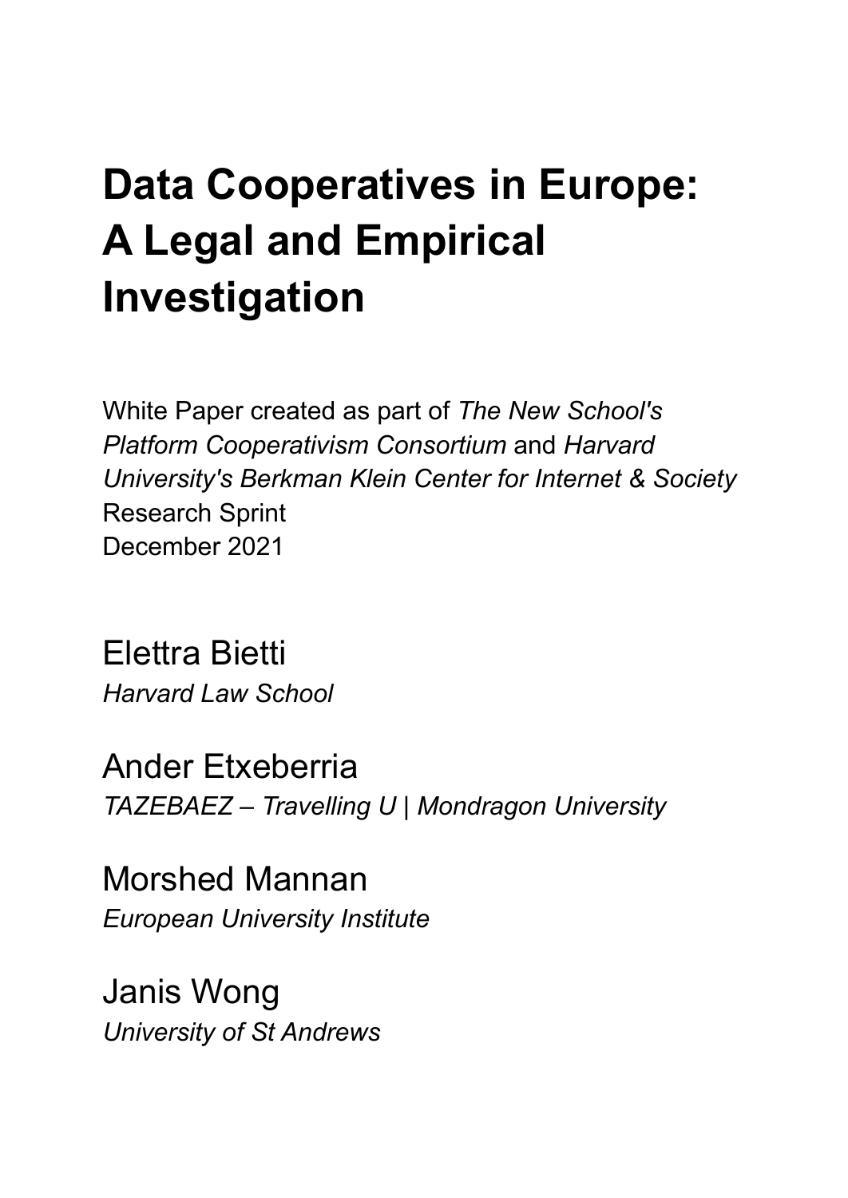# Data Cooperatives in Europe: A Legal and Empirical Investigation

White Paper created as part of *The New School's Platform Cooperativism Consortium* and *Harvard University's Berkman Klein Center for Internet & Society* Research Sprint
December 2021

Elettra Bietti
*Harvard Law School*

Ander Etxeberria
*TAZEBAEZ – Travelling U | Mondragon University*

Morshed Mannan
*European University Institute*

Janis Wong
*University of St Andrews*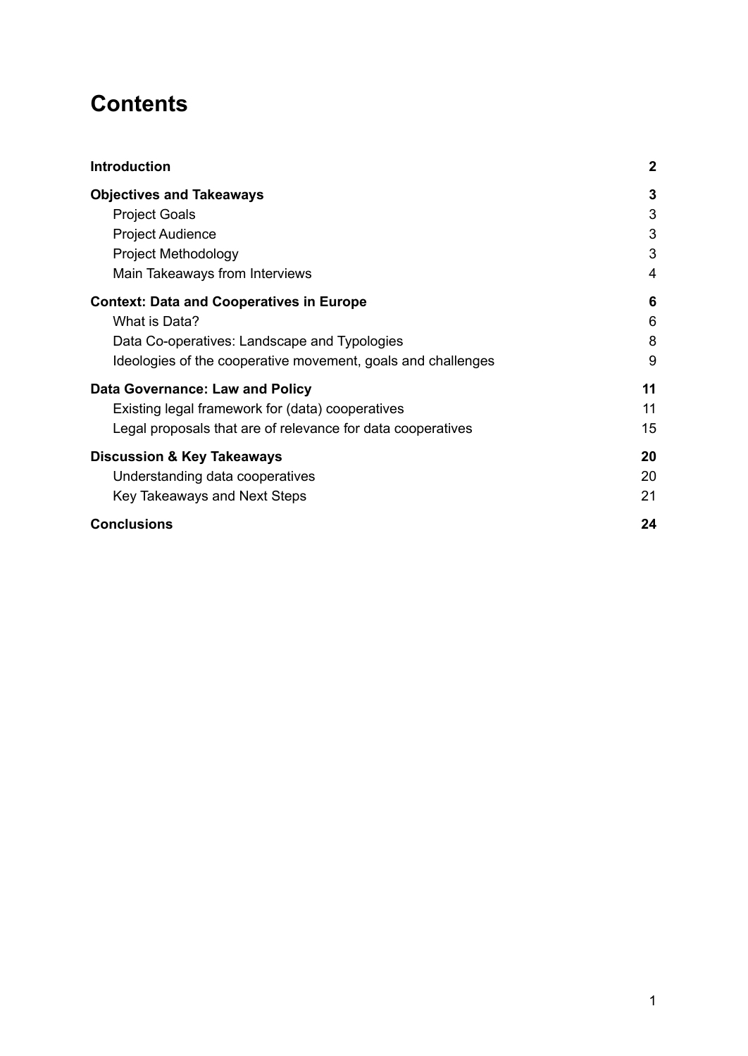# Contents

| | |
|---|---|
| **Introduction** | **2** |
| **Objectives and Takeaways** | **3** |
| Project Goals | 3 |
| Project Audience | 3 |
| Project Methodology | 3 |
| Main Takeaways from Interviews | 4 |
| **Context: Data and Cooperatives in Europe** | **6** |
| What is Data? | 6 |
| Data Co-operatives: Landscape and Typologies | 8 |
| Ideologies of the cooperative movement, goals and challenges | 9 |
| **Data Governance: Law and Policy** | **11** |
| Existing legal framework for (data) cooperatives | 11 |
| Legal proposals that are of relevance for data cooperatives | 15 |
| **Discussion & Key Takeaways** | **20** |
| Understanding data cooperatives | 20 |
| Key Takeaways and Next Steps | 21 |
| **Conclusions** | **24** |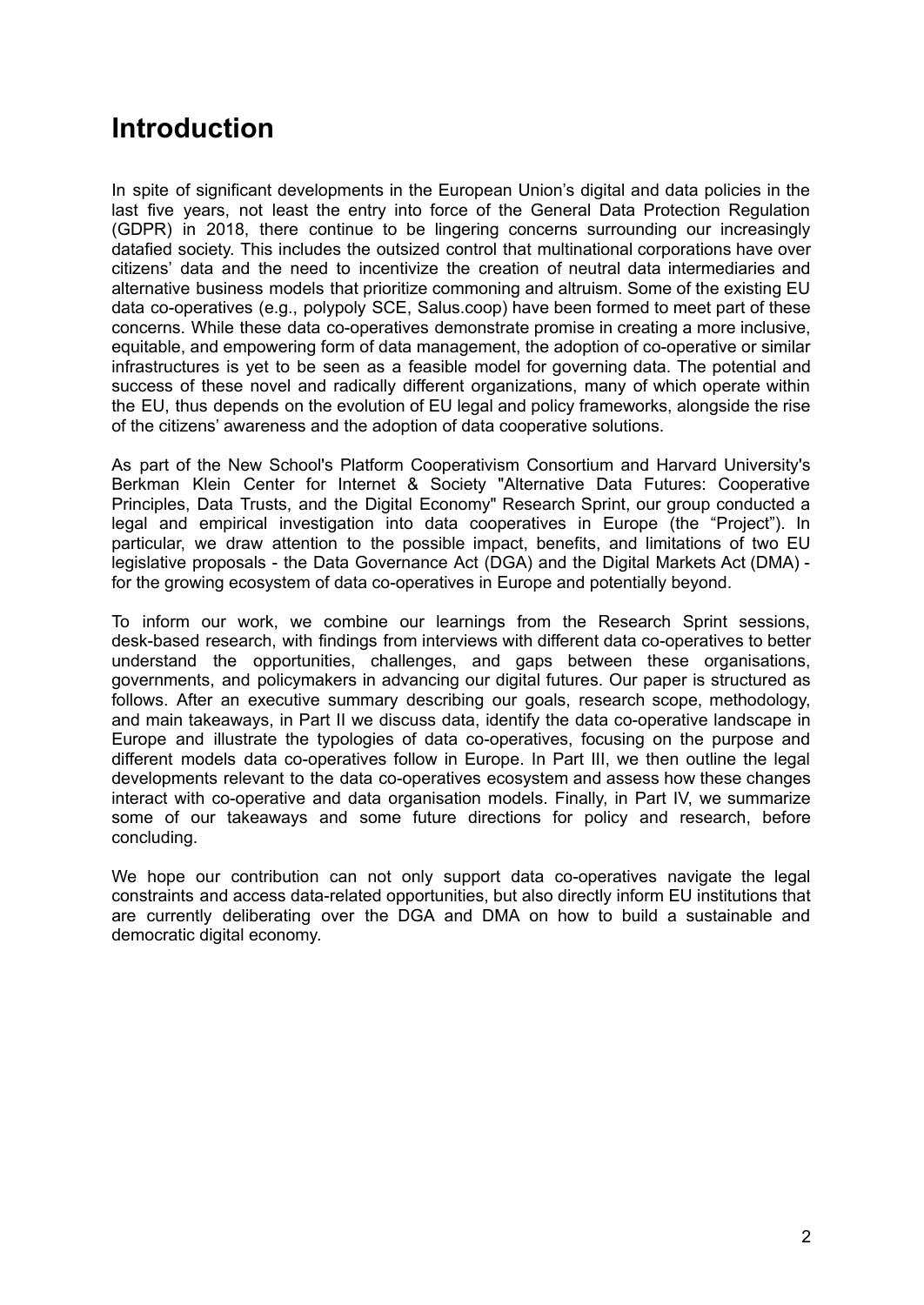# Introduction

In spite of significant developments in the European Union's digital and data policies in the last five years, not least the entry into force of the General Data Protection Regulation (GDPR) in 2018, there continue to be lingering concerns surrounding our increasingly datafied society. This includes the outsized control that multinational corporations have over citizens' data and the need to incentivize the creation of neutral data intermediaries and alternative business models that prioritize commoning and altruism. Some of the existing EU data co-operatives (e.g., polypoly SCE, Salus.coop) have been formed to meet part of these concerns. While these data co-operatives demonstrate promise in creating a more inclusive, equitable, and empowering form of data management, the adoption of co-operative or similar infrastructures is yet to be seen as a feasible model for governing data. The potential and success of these novel and radically different organizations, many of which operate within the EU, thus depends on the evolution of EU legal and policy frameworks, alongside the rise of the citizens' awareness and the adoption of data cooperative solutions.

As part of the New School's Platform Cooperativism Consortium and Harvard University's Berkman Klein Center for Internet & Society "Alternative Data Futures: Cooperative Principles, Data Trusts, and the Digital Economy" Research Sprint, our group conducted a legal and empirical investigation into data cooperatives in Europe (the "Project"). In particular, we draw attention to the possible impact, benefits, and limitations of two EU legislative proposals - the Data Governance Act (DGA) and the Digital Markets Act (DMA) - for the growing ecosystem of data co-operatives in Europe and potentially beyond.

To inform our work, we combine our learnings from the Research Sprint sessions, desk-based research, with findings from interviews with different data co-operatives to better understand the opportunities, challenges, and gaps between these organisations, governments, and policymakers in advancing our digital futures. Our paper is structured as follows. After an executive summary describing our goals, research scope, methodology, and main takeaways, in Part II we discuss data, identify the data co-operative landscape in Europe and illustrate the typologies of data co-operatives, focusing on the purpose and different models data co-operatives follow in Europe. In Part III, we then outline the legal developments relevant to the data co-operatives ecosystem and assess how these changes interact with co-operative and data organisation models. Finally, in Part IV, we summarize some of our takeaways and some future directions for policy and research, before concluding.

We hope our contribution can not only support data co-operatives navigate the legal constraints and access data-related opportunities, but also directly inform EU institutions that are currently deliberating over the DGA and DMA on how to build a sustainable and democratic digital economy.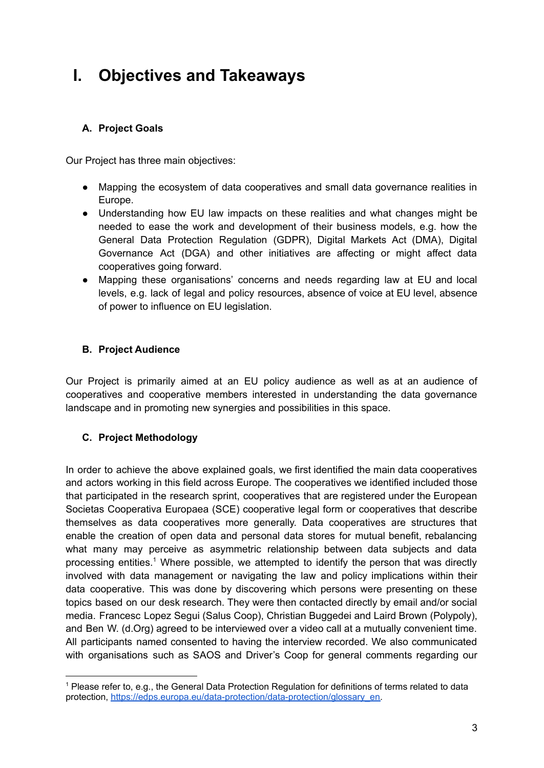# I. Objectives and Takeaways

### A. Project Goals

Our Project has three main objectives:

- Mapping the ecosystem of data cooperatives and small data governance realities in Europe.
- Understanding how EU law impacts on these realities and what changes might be needed to ease the work and development of their business models, e.g. how the General Data Protection Regulation (GDPR), Digital Markets Act (DMA), Digital Governance Act (DGA) and other initiatives are affecting or might affect data cooperatives going forward.
- Mapping these organisations' concerns and needs regarding law at EU and local levels, e.g. lack of legal and policy resources, absence of voice at EU level, absence of power to influence on EU legislation.

### B. Project Audience

Our Project is primarily aimed at an EU policy audience as well as at an audience of cooperatives and cooperative members interested in understanding the data governance landscape and in promoting new synergies and possibilities in this space.

### C. Project Methodology

In order to achieve the above explained goals, we first identified the main data cooperatives and actors working in this field across Europe. The cooperatives we identified included those that participated in the research sprint, cooperatives that are registered under the European Societas Cooperativa Europaea (SCE) cooperative legal form or cooperatives that describe themselves as data cooperatives more generally. Data cooperatives are structures that enable the creation of open data and personal data stores for mutual benefit, rebalancing what many may perceive as asymmetric relationship between data subjects and data processing entities.[1] Where possible, we attempted to identify the person that was directly involved with data management or navigating the law and policy implications within their data cooperative. This was done by discovering which persons were presenting on these topics based on our desk research. They were then contacted directly by email and/or social media. Francesc Lopez Segui (Salus Coop), Christian Buggedei and Laird Brown (Polypoly), and Ben W. (d.Org) agreed to be interviewed over a video call at a mutually convenient time. All participants named consented to having the interview recorded. We also communicated with organisations such as SAOS and Driver's Coop for general comments regarding our

[1] Please refer to, e.g., the General Data Protection Regulation for definitions of terms related to data protection, https://edps.europa.eu/data-protection/data-protection/glossary_en.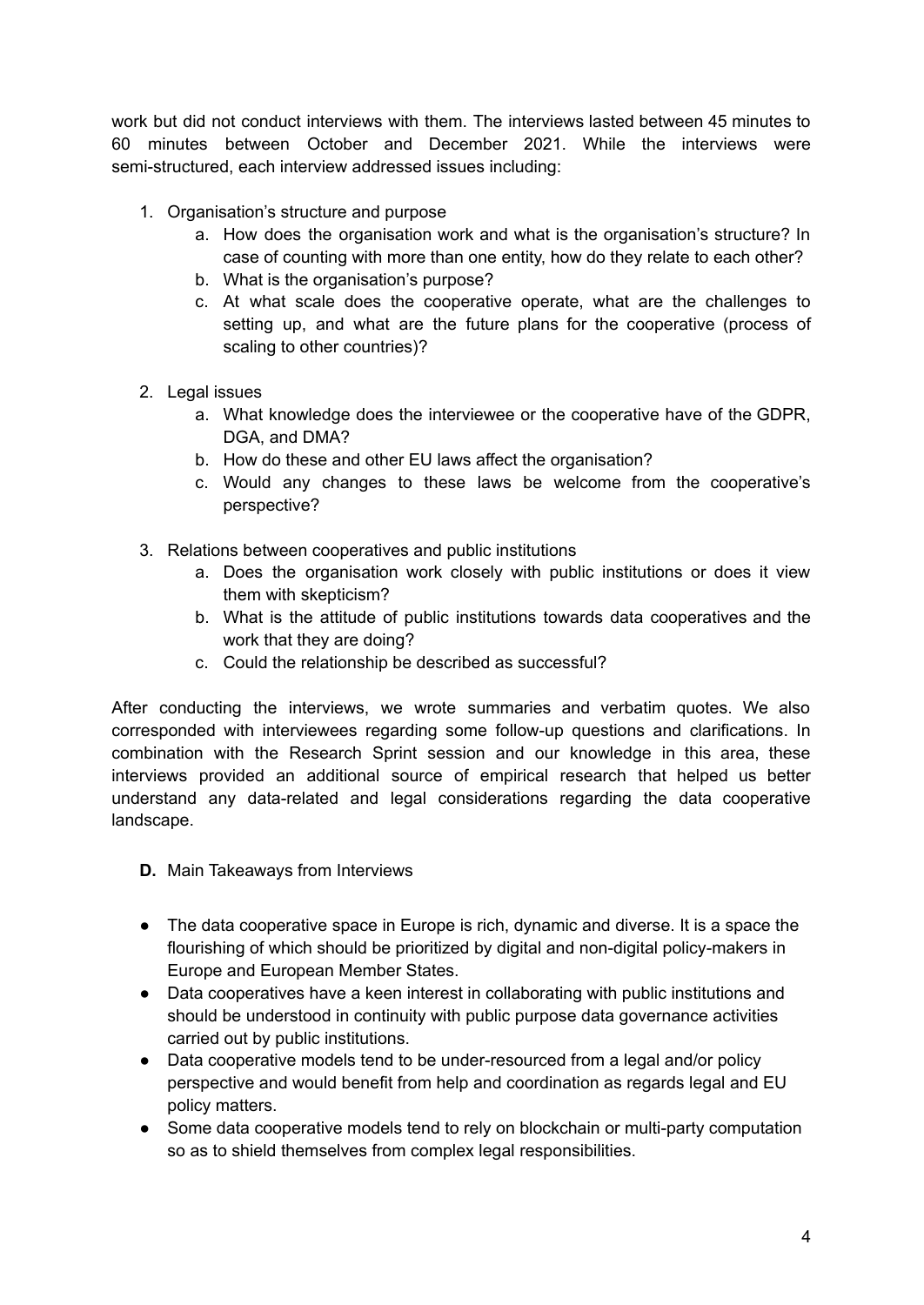work but did not conduct interviews with them. The interviews lasted between 45 minutes to 60 minutes between October and December 2021. While the interviews were semi-structured, each interview addressed issues including:

1. Organisation's structure and purpose
   a. How does the organisation work and what is the organisation's structure? In case of counting with more than one entity, how do they relate to each other?
   b. What is the organisation's purpose?
   c. At what scale does the cooperative operate, what are the challenges to setting up, and what are the future plans for the cooperative (process of scaling to other countries)?

2. Legal issues
   a. What knowledge does the interviewee or the cooperative have of the GDPR, DGA, and DMA?
   b. How do these and other EU laws affect the organisation?
   c. Would any changes to these laws be welcome from the cooperative's perspective?

3. Relations between cooperatives and public institutions
   a. Does the organisation work closely with public institutions or does it view them with skepticism?
   b. What is the attitude of public institutions towards data cooperatives and the work that they are doing?
   c. Could the relationship be described as successful?

After conducting the interviews, we wrote summaries and verbatim quotes. We also corresponded with interviewees regarding some follow-up questions and clarifications. In combination with the Research Sprint session and our knowledge in this area, these interviews provided an additional source of empirical research that helped us better understand any data-related and legal considerations regarding the data cooperative landscape.

**D.** Main Takeaways from Interviews

- The data cooperative space in Europe is rich, dynamic and diverse. It is a space the flourishing of which should be prioritized by digital and non-digital policy-makers in Europe and European Member States.
- Data cooperatives have a keen interest in collaborating with public institutions and should be understood in continuity with public purpose data governance activities carried out by public institutions.
- Data cooperative models tend to be under-resourced from a legal and/or policy perspective and would benefit from help and coordination as regards legal and EU policy matters.
- Some data cooperative models tend to rely on blockchain or multi-party computation so as to shield themselves from complex legal responsibilities.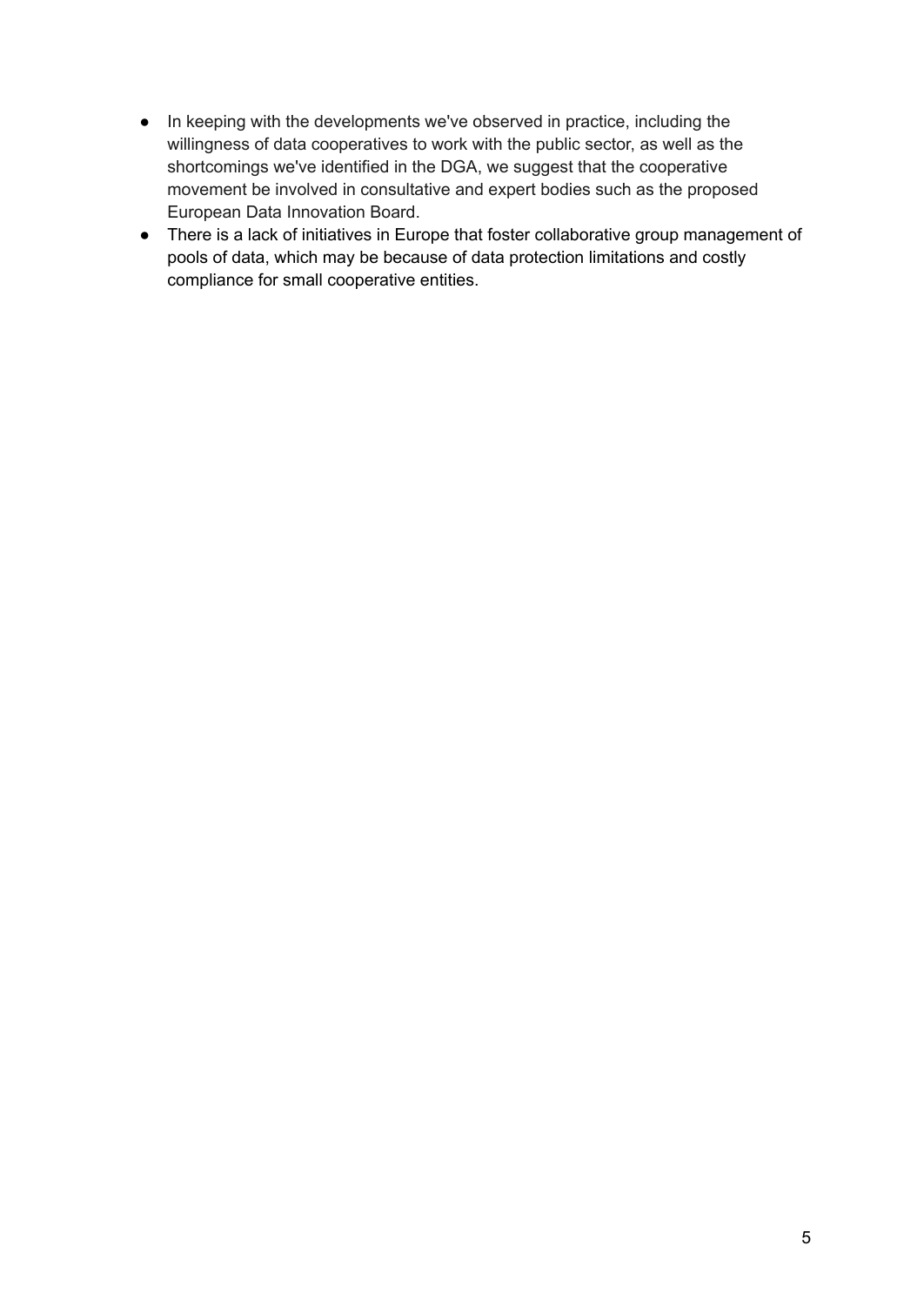- In keeping with the developments we've observed in practice, including the willingness of data cooperatives to work with the public sector, as well as the shortcomings we've identified in the DGA, we suggest that the cooperative movement be involved in consultative and expert bodies such as the proposed European Data Innovation Board.
- There is a lack of initiatives in Europe that foster collaborative group management of pools of data, which may be because of data protection limitations and costly compliance for small cooperative entities.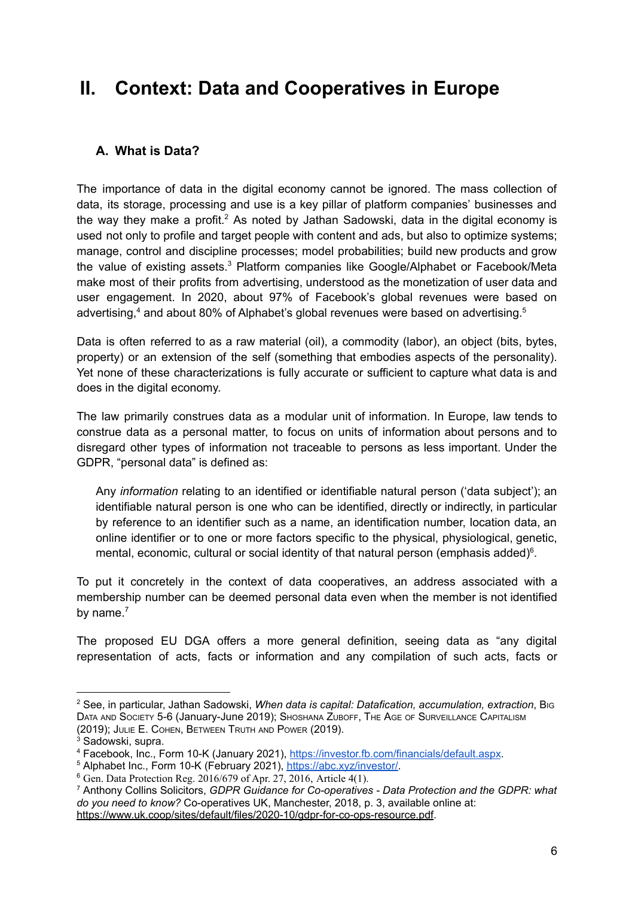# II. Context: Data and Cooperatives in Europe

## A. What is Data?

The importance of data in the digital economy cannot be ignored. The mass collection of data, its storage, processing and use is a key pillar of platform companies' businesses and the way they make a profit.[2] As noted by Jathan Sadowski, data in the digital economy is used not only to profile and target people with content and ads, but also to optimize systems; manage, control and discipline processes; model probabilities; build new products and grow the value of existing assets.[3] Platform companies like Google/Alphabet or Facebook/Meta make most of their profits from advertising, understood as the monetization of user data and user engagement. In 2020, about 97% of Facebook's global revenues were based on advertising,[4] and about 80% of Alphabet's global revenues were based on advertising.[5]

Data is often referred to as a raw material (oil), a commodity (labor), an object (bits, bytes, property) or an extension of the self (something that embodies aspects of the personality). Yet none of these characterizations is fully accurate or sufficient to capture what data is and does in the digital economy.

The law primarily construes data as a modular unit of information. In Europe, law tends to construe data as a personal matter, to focus on units of information about persons and to disregard other types of information not traceable to persons as less important. Under the GDPR, "personal data" is defined as:

> Any *information* relating to an identified or identifiable natural person ('data subject'); an identifiable natural person is one who can be identified, directly or indirectly, in particular by reference to an identifier such as a name, an identification number, location data, an online identifier or to one or more factors specific to the physical, physiological, genetic, mental, economic, cultural or social identity of that natural person (emphasis added)[6].

To put it concretely in the context of data cooperatives, an address associated with a membership number can be deemed personal data even when the member is not identified by name.[7]

The proposed EU DGA offers a more general definition, seeing data as "any digital representation of acts, facts or information and any compilation of such acts, facts or

---

[2] See, in particular, Jathan Sadowski, *When data is capital: Datafication, accumulation, extraction*, Big Data and Society 5-6 (January-June 2019); Shoshana Zuboff, The Age of Surveillance Capitalism (2019); Julie E. Cohen, Between Truth and Power (2019).

[3] Sadowski, supra.

[4] Facebook, Inc., Form 10-K (January 2021), https://investor.fb.com/financials/default.aspx.

[5] Alphabet Inc., Form 10-K (February 2021), https://abc.xyz/investor/.

[6] Gen. Data Protection Reg. 2016/679 of Apr. 27, 2016, Article 4(1).

[7] Anthony Collins Solicitors, *GDPR Guidance for Co-operatives - Data Protection and the GDPR: what do you need to know?* Co-operatives UK, Manchester, 2018, p. 3, available online at: https://www.uk.coop/sites/default/files/2020-10/gdpr-for-co-ops-resource.pdf.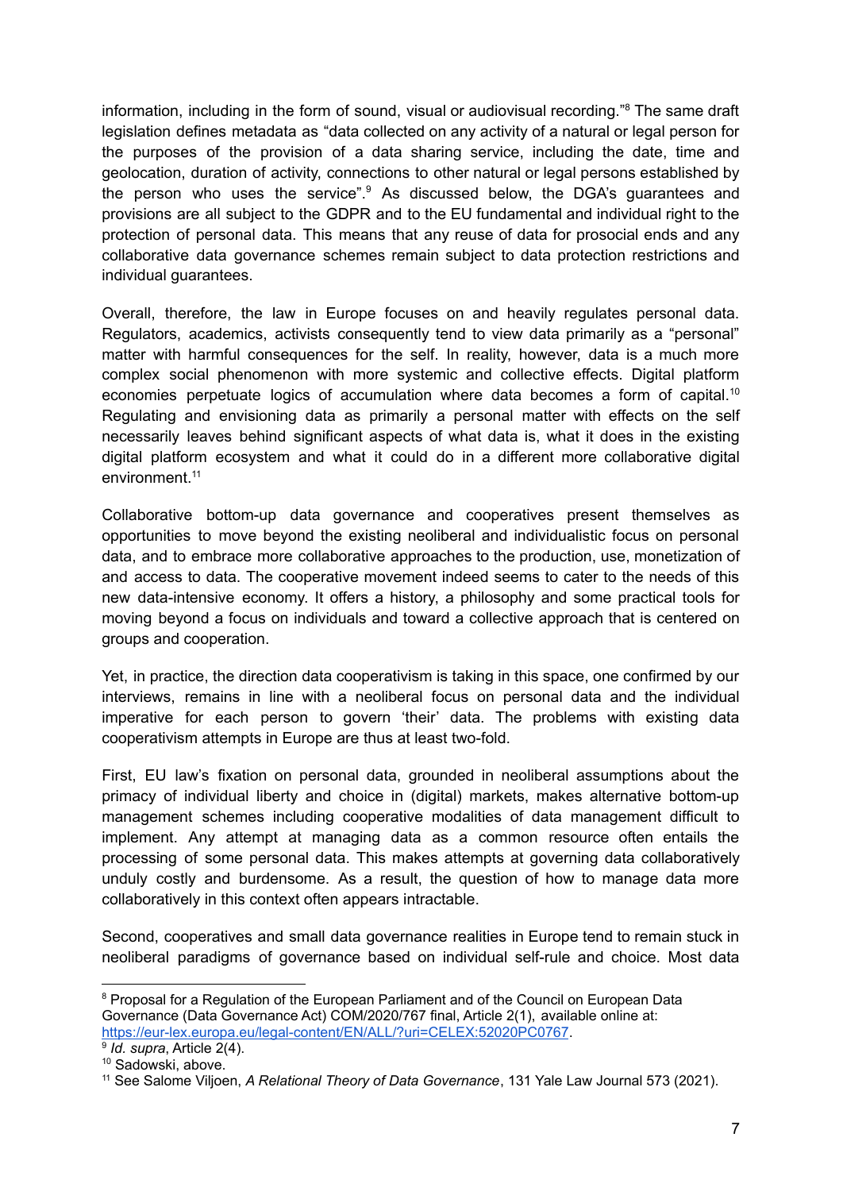information, including in the form of sound, visual or audiovisual recording."[8] The same draft legislation defines metadata as "data collected on any activity of a natural or legal person for the purposes of the provision of a data sharing service, including the date, time and geolocation, duration of activity, connections to other natural or legal persons established by the person who uses the service".[9] As discussed below, the DGA's guarantees and provisions are all subject to the GDPR and to the EU fundamental and individual right to the protection of personal data. This means that any reuse of data for prosocial ends and any collaborative data governance schemes remain subject to data protection restrictions and individual guarantees.

Overall, therefore, the law in Europe focuses on and heavily regulates personal data. Regulators, academics, activists consequently tend to view data primarily as a "personal" matter with harmful consequences for the self. In reality, however, data is a much more complex social phenomenon with more systemic and collective effects. Digital platform economies perpetuate logics of accumulation where data becomes a form of capital.[10] Regulating and envisioning data as primarily a personal matter with effects on the self necessarily leaves behind significant aspects of what data is, what it does in the existing digital platform ecosystem and what it could do in a different more collaborative digital environment.[11]

Collaborative bottom-up data governance and cooperatives present themselves as opportunities to move beyond the existing neoliberal and individualistic focus on personal data, and to embrace more collaborative approaches to the production, use, monetization of and access to data. The cooperative movement indeed seems to cater to the needs of this new data-intensive economy. It offers a history, a philosophy and some practical tools for moving beyond a focus on individuals and toward a collective approach that is centered on groups and cooperation.

Yet, in practice, the direction data cooperativism is taking in this space, one confirmed by our interviews, remains in line with a neoliberal focus on personal data and the individual imperative for each person to govern 'their' data. The problems with existing data cooperativism attempts in Europe are thus at least two-fold.

First, EU law's fixation on personal data, grounded in neoliberal assumptions about the primacy of individual liberty and choice in (digital) markets, makes alternative bottom-up management schemes including cooperative modalities of data management difficult to implement. Any attempt at managing data as a common resource often entails the processing of some personal data. This makes attempts at governing data collaboratively unduly costly and burdensome. As a result, the question of how to manage data more collaboratively in this context often appears intractable.

Second, cooperatives and small data governance realities in Europe tend to remain stuck in neoliberal paradigms of governance based on individual self-rule and choice. Most data

---

[8] Proposal for a Regulation of the European Parliament and of the Council on European Data Governance (Data Governance Act) COM/2020/767 final, Article 2(1), available online at: https://eur-lex.europa.eu/legal-content/EN/ALL/?uri=CELEX:52020PC0767.

[9] *Id. supra*, Article 2(4).

[10] Sadowski, above.

[11] See Salome Viljoen, *A Relational Theory of Data Governance*, 131 Yale Law Journal 573 (2021).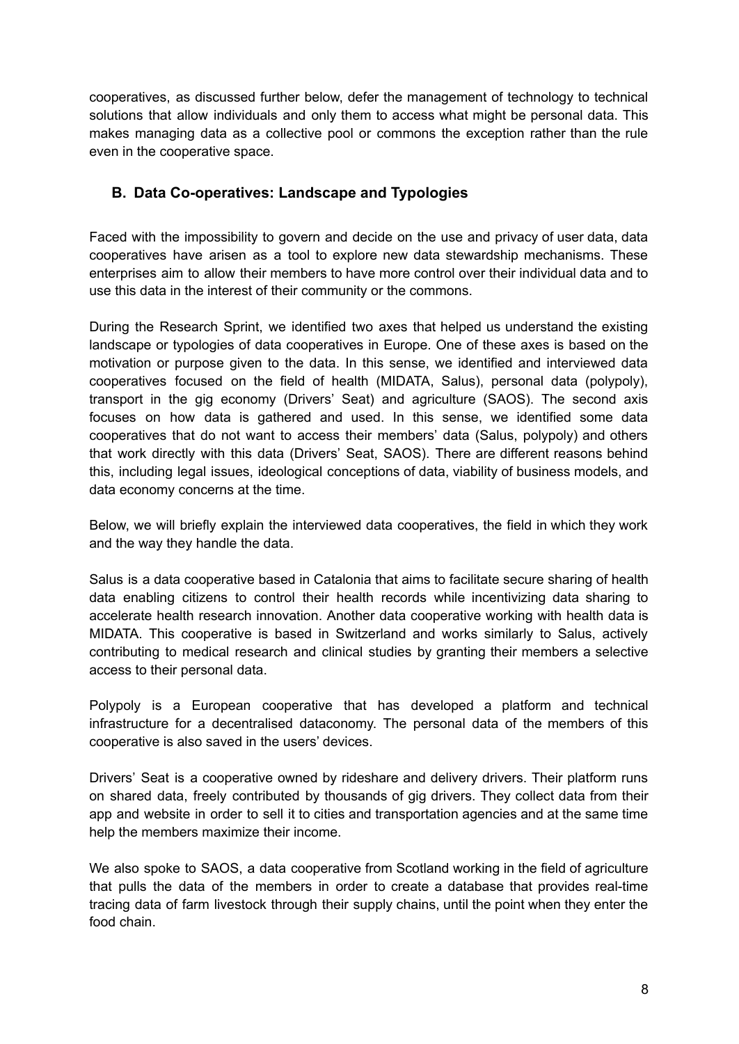cooperatives, as discussed further below, defer the management of technology to technical solutions that allow individuals and only them to access what might be personal data. This makes managing data as a collective pool or commons the exception rather than the rule even in the cooperative space.

## B. Data Co-operatives: Landscape and Typologies

Faced with the impossibility to govern and decide on the use and privacy of user data, data cooperatives have arisen as a tool to explore new data stewardship mechanisms. These enterprises aim to allow their members to have more control over their individual data and to use this data in the interest of their community or the commons.

During the Research Sprint, we identified two axes that helped us understand the existing landscape or typologies of data cooperatives in Europe. One of these axes is based on the motivation or purpose given to the data. In this sense, we identified and interviewed data cooperatives focused on the field of health (MIDATA, Salus), personal data (polypoly), transport in the gig economy (Drivers' Seat) and agriculture (SAOS). The second axis focuses on how data is gathered and used. In this sense, we identified some data cooperatives that do not want to access their members' data (Salus, polypoly) and others that work directly with this data (Drivers' Seat, SAOS). There are different reasons behind this, including legal issues, ideological conceptions of data, viability of business models, and data economy concerns at the time.

Below, we will briefly explain the interviewed data cooperatives, the field in which they work and the way they handle the data.

Salus is a data cooperative based in Catalonia that aims to facilitate secure sharing of health data enabling citizens to control their health records while incentivizing data sharing to accelerate health research innovation. Another data cooperative working with health data is MIDATA. This cooperative is based in Switzerland and works similarly to Salus, actively contributing to medical research and clinical studies by granting their members a selective access to their personal data.

Polypoly is a European cooperative that has developed a platform and technical infrastructure for a decentralised dataconomy. The personal data of the members of this cooperative is also saved in the users' devices.

Drivers' Seat is a cooperative owned by rideshare and delivery drivers. Their platform runs on shared data, freely contributed by thousands of gig drivers. They collect data from their app and website in order to sell it to cities and transportation agencies and at the same time help the members maximize their income.

We also spoke to SAOS, a data cooperative from Scotland working in the field of agriculture that pulls the data of the members in order to create a database that provides real-time tracing data of farm livestock through their supply chains, until the point when they enter the food chain.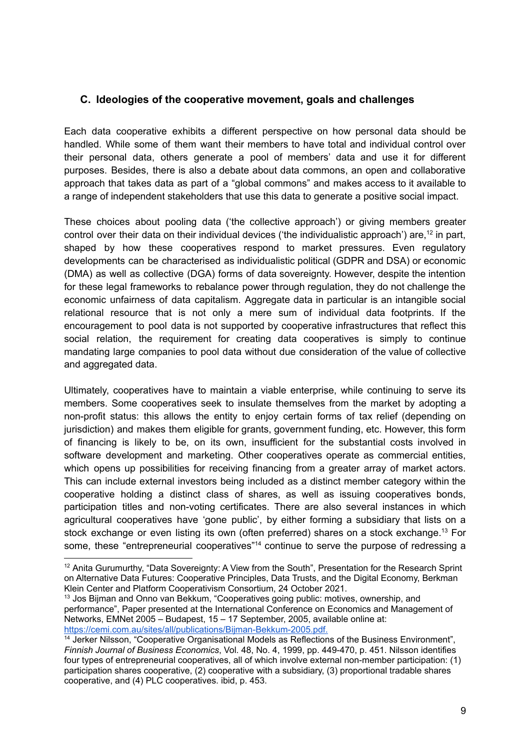### C. Ideologies of the cooperative movement, goals and challenges

Each data cooperative exhibits a different perspective on how personal data should be handled. While some of them want their members to have total and individual control over their personal data, others generate a pool of members' data and use it for different purposes. Besides, there is also a debate about data commons, an open and collaborative approach that takes data as part of a "global commons" and makes access to it available to a range of independent stakeholders that use this data to generate a positive social impact.

These choices about pooling data ('the collective approach') or giving members greater control over their data on their individual devices ('the individualistic approach') are,[12] in part, shaped by how these cooperatives respond to market pressures. Even regulatory developments can be characterised as individualistic political (GDPR and DSA) or economic (DMA) as well as collective (DGA) forms of data sovereignty. However, despite the intention for these legal frameworks to rebalance power through regulation, they do not challenge the economic unfairness of data capitalism. Aggregate data in particular is an intangible social relational resource that is not only a mere sum of individual data footprints. If the encouragement to pool data is not supported by cooperative infrastructures that reflect this social relation, the requirement for creating data cooperatives is simply to continue mandating large companies to pool data without due consideration of the value of collective and aggregated data.

Ultimately, cooperatives have to maintain a viable enterprise, while continuing to serve its members. Some cooperatives seek to insulate themselves from the market by adopting a non-profit status: this allows the entity to enjoy certain forms of tax relief (depending on jurisdiction) and makes them eligible for grants, government funding, etc. However, this form of financing is likely to be, on its own, insufficient for the substantial costs involved in software development and marketing. Other cooperatives operate as commercial entities, which opens up possibilities for receiving financing from a greater array of market actors. This can include external investors being included as a distinct member category within the cooperative holding a distinct class of shares, as well as issuing cooperatives bonds, participation titles and non-voting certificates. There are also several instances in which agricultural cooperatives have 'gone public', by either forming a subsidiary that lists on a stock exchange or even listing its own (often preferred) shares on a stock exchange.[13] For some, these "entrepreneurial cooperatives"[14] continue to serve the purpose of redressing a

---

[12] Anita Gurumurthy, "Data Sovereignty: A View from the South", Presentation for the Research Sprint on Alternative Data Futures: Cooperative Principles, Data Trusts, and the Digital Economy, Berkman Klein Center and Platform Cooperativism Consortium, 24 October 2021.

[13] Jos Bijman and Onno van Bekkum, "Cooperatives going public: motives, ownership, and performance", Paper presented at the International Conference on Economics and Management of Networks, EMNet 2005 – Budapest, 15 – 17 September, 2005, available online at: https://cemi.com.au/sites/all/publications/Bijman-Bekkum-2005.pdf.

[14] Jerker Nilsson, "Cooperative Organisational Models as Reflections of the Business Environment", *Finnish Journal of Business Economics*, Vol. 48, No. 4, 1999, pp. 449-470, p. 451. Nilsson identifies four types of entrepreneurial cooperatives, all of which involve external non-member participation: (1) participation shares cooperative, (2) cooperative with a subsidiary, (3) proportional tradable shares cooperative, and (4) PLC cooperatives. ibid, p. 453.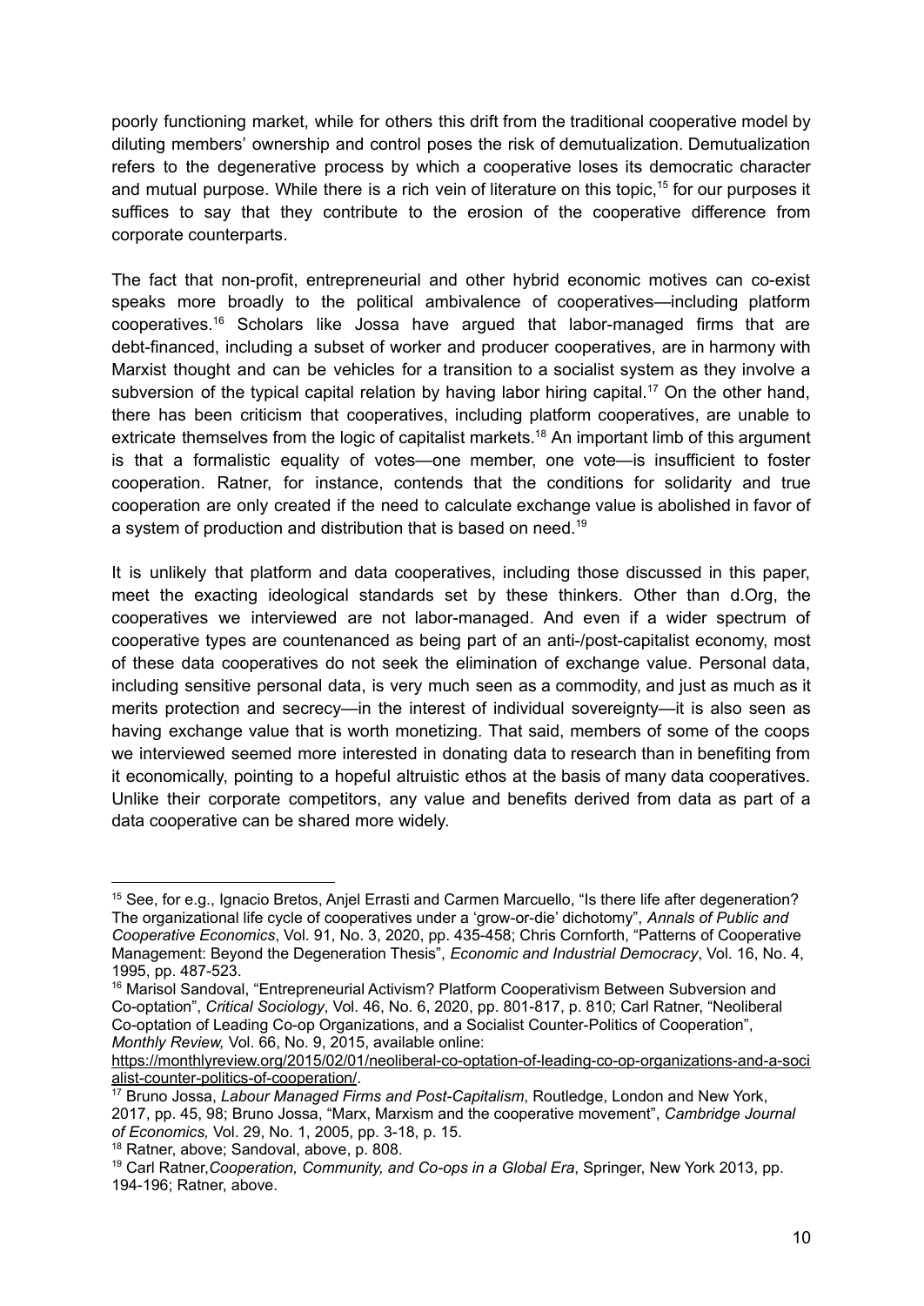poorly functioning market, while for others this drift from the traditional cooperative model by diluting members' ownership and control poses the risk of demutualization. Demutualization refers to the degenerative process by which a cooperative loses its democratic character and mutual purpose. While there is a rich vein of literature on this topic,[15] for our purposes it suffices to say that they contribute to the erosion of the cooperative difference from corporate counterparts.

The fact that non-profit, entrepreneurial and other hybrid economic motives can co-exist speaks more broadly to the political ambivalence of cooperatives—including platform cooperatives.[16] Scholars like Jossa have argued that labor-managed firms that are debt-financed, including a subset of worker and producer cooperatives, are in harmony with Marxist thought and can be vehicles for a transition to a socialist system as they involve a subversion of the typical capital relation by having labor hiring capital.[17] On the other hand, there has been criticism that cooperatives, including platform cooperatives, are unable to extricate themselves from the logic of capitalist markets.[18] An important limb of this argument is that a formalistic equality of votes—one member, one vote—is insufficient to foster cooperation. Ratner, for instance, contends that the conditions for solidarity and true cooperation are only created if the need to calculate exchange value is abolished in favor of a system of production and distribution that is based on need.[19]

It is unlikely that platform and data cooperatives, including those discussed in this paper, meet the exacting ideological standards set by these thinkers. Other than d.Org, the cooperatives we interviewed are not labor-managed. And even if a wider spectrum of cooperative types are countenanced as being part of an anti-/post-capitalist economy, most of these data cooperatives do not seek the elimination of exchange value. Personal data, including sensitive personal data, is very much seen as a commodity, and just as much as it merits protection and secrecy—in the interest of individual sovereignty—it is also seen as having exchange value that is worth monetizing. That said, members of some of the coops we interviewed seemed more interested in donating data to research than in benefiting from it economically, pointing to a hopeful altruistic ethos at the basis of many data cooperatives. Unlike their corporate competitors, any value and benefits derived from data as part of a data cooperative can be shared more widely.

---

[15] See, for e.g., Ignacio Bretos, Anjel Errasti and Carmen Marcuello, "Is there life after degeneration? The organizational life cycle of cooperatives under a 'grow-or-die' dichotomy", *Annals of Public and Cooperative Economics*, Vol. 91, No. 3, 2020, pp. 435-458; Chris Cornforth, "Patterns of Cooperative Management: Beyond the Degeneration Thesis", *Economic and Industrial Democracy*, Vol. 16, No. 4, 1995, pp. 487-523.

[16] Marisol Sandoval, "Entrepreneurial Activism? Platform Cooperativism Between Subversion and Co-optation", *Critical Sociology*, Vol. 46, No. 6, 2020, pp. 801-817, p. 810; Carl Ratner, "Neoliberal Co-optation of Leading Co-op Organizations, and a Socialist Counter-Politics of Cooperation", *Monthly Review,* Vol. 66, No. 9, 2015, available online: https://monthlyreview.org/2015/02/01/neoliberal-co-optation-of-leading-co-op-organizations-and-a-socialist-counter-politics-of-cooperation/.

[17] Bruno Jossa, *Labour Managed Firms and Post-Capitalism*, Routledge, London and New York, 2017, pp. 45, 98; Bruno Jossa, "Marx, Marxism and the cooperative movement", *Cambridge Journal of Economics,* Vol. 29, No. 1, 2005, pp. 3-18, p. 15.

[18] Ratner, above; Sandoval, above, p. 808.

[19] Carl Ratner,*Cooperation, Community, and Co-ops in a Global Era*, Springer, New York 2013, pp. 194-196; Ratner, above.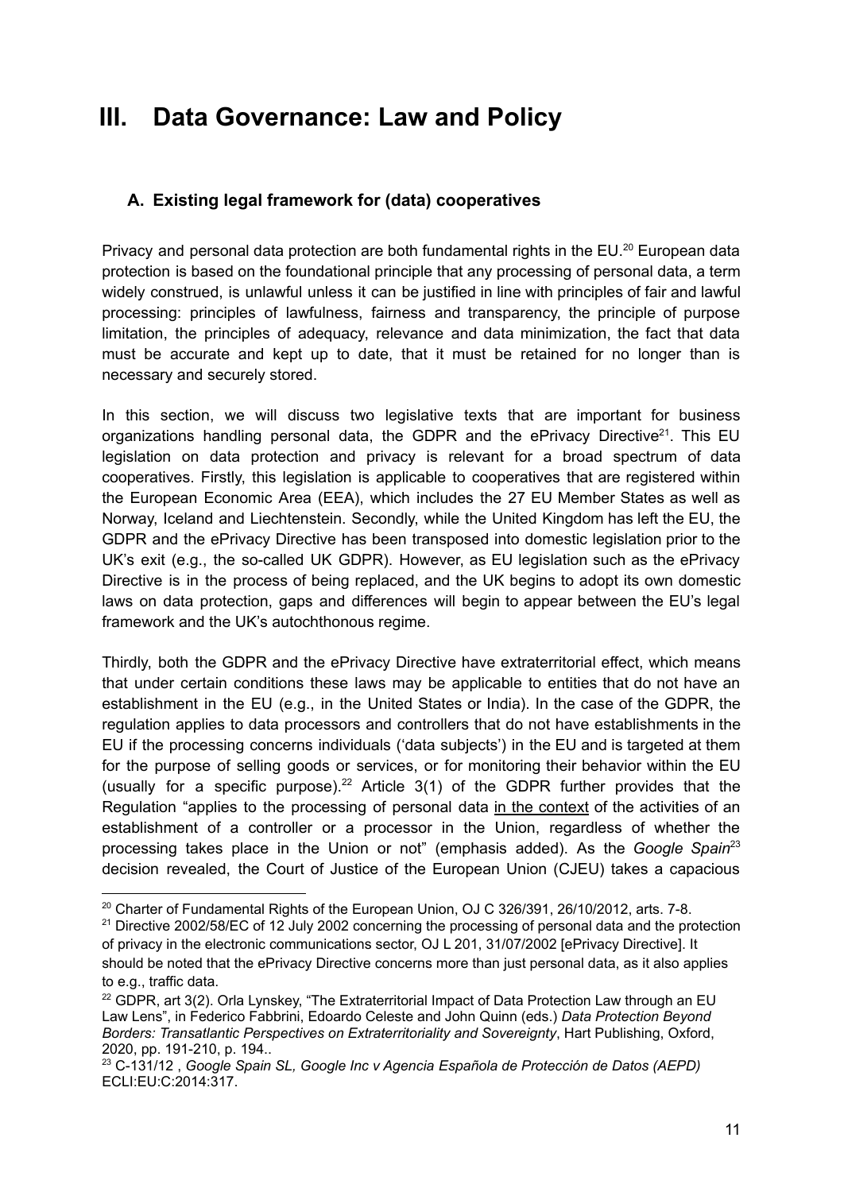# III. Data Governance: Law and Policy

## A. Existing legal framework for (data) cooperatives

Privacy and personal data protection are both fundamental rights in the EU.[20] European data protection is based on the foundational principle that any processing of personal data, a term widely construed, is unlawful unless it can be justified in line with principles of fair and lawful processing: principles of lawfulness, fairness and transparency, the principle of purpose limitation, the principles of adequacy, relevance and data minimization, the fact that data must be accurate and kept up to date, that it must be retained for no longer than is necessary and securely stored.

In this section, we will discuss two legislative texts that are important for business organizations handling personal data, the GDPR and the ePrivacy Directive[21]. This EU legislation on data protection and privacy is relevant for a broad spectrum of data cooperatives. Firstly, this legislation is applicable to cooperatives that are registered within the European Economic Area (EEA), which includes the 27 EU Member States as well as Norway, Iceland and Liechtenstein. Secondly, while the United Kingdom has left the EU, the GDPR and the ePrivacy Directive has been transposed into domestic legislation prior to the UK's exit (e.g., the so-called UK GDPR). However, as EU legislation such as the ePrivacy Directive is in the process of being replaced, and the UK begins to adopt its own domestic laws on data protection, gaps and differences will begin to appear between the EU's legal framework and the UK's autochthonous regime.

Thirdly, both the GDPR and the ePrivacy Directive have extraterritorial effect, which means that under certain conditions these laws may be applicable to entities that do not have an establishment in the EU (e.g., in the United States or India). In the case of the GDPR, the regulation applies to data processors and controllers that do not have establishments in the EU if the processing concerns individuals ('data subjects') in the EU and is targeted at them for the purpose of selling goods or services, or for monitoring their behavior within the EU (usually for a specific purpose).[22] Article 3(1) of the GDPR further provides that the Regulation "applies to the processing of personal data <u>in the context</u> of the activities of an establishment of a controller or a processor in the Union, regardless of whether the processing takes place in the Union or not" (emphasis added). As the *Google Spain*[23] decision revealed, the Court of Justice of the European Union (CJEU) takes a capacious

---

[20] Charter of Fundamental Rights of the European Union, OJ C 326/391, 26/10/2012, arts. 7-8.

[21] Directive 2002/58/EC of 12 July 2002 concerning the processing of personal data and the protection of privacy in the electronic communications sector, OJ L 201, 31/07/2002 [ePrivacy Directive]. It should be noted that the ePrivacy Directive concerns more than just personal data, as it also applies to e.g., traffic data.

[22] GDPR, art 3(2). Orla Lynskey, "The Extraterritorial Impact of Data Protection Law through an EU Law Lens", in Federico Fabbrini, Edoardo Celeste and John Quinn (eds.) *Data Protection Beyond Borders: Transatlantic Perspectives on Extraterritoriality and Sovereignty*, Hart Publishing, Oxford, 2020, pp. 191-210, p. 194..

[23] C-131/12 , *Google Spain SL, Google Inc v Agencia Española de Protección de Datos (AEPD)* ECLI:EU:C:2014:317.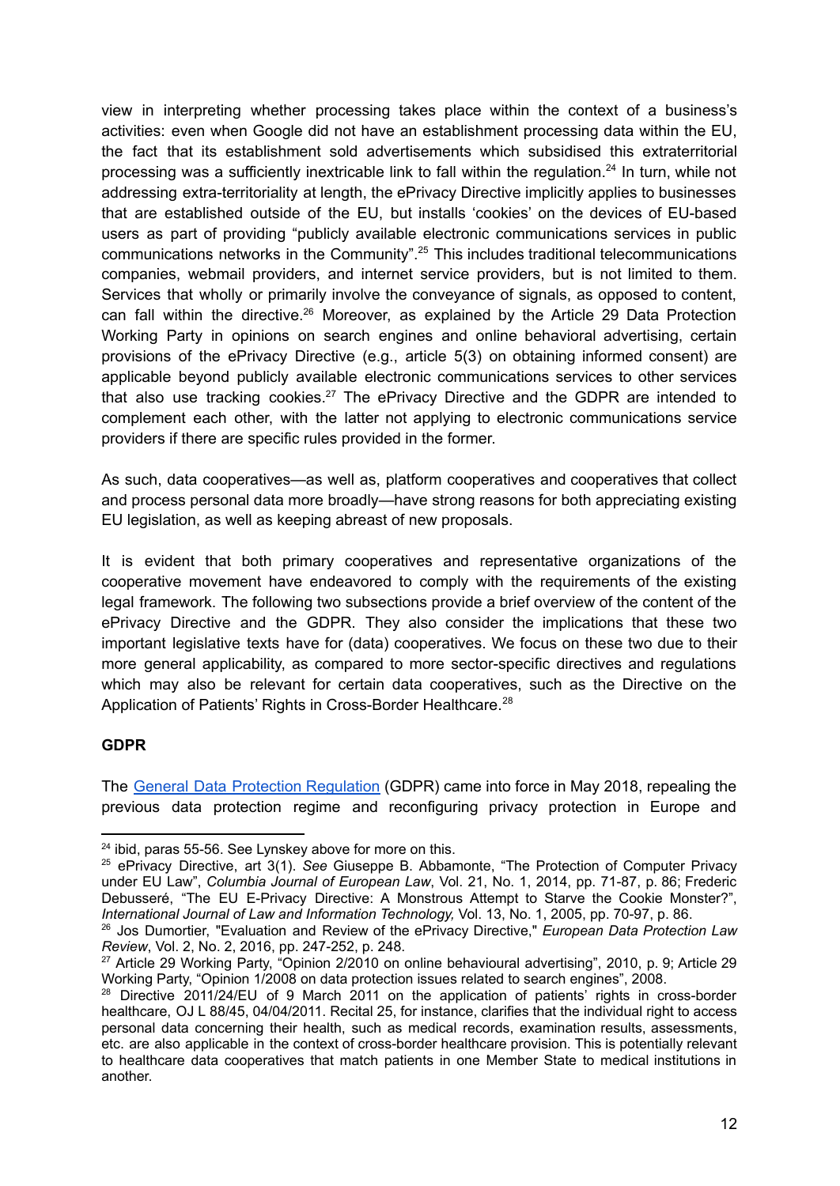view in interpreting whether processing takes place within the context of a business's activities: even when Google did not have an establishment processing data within the EU, the fact that its establishment sold advertisements which subsidised this extraterritorial processing was a sufficiently inextricable link to fall within the regulation.[24] In turn, while not addressing extra-territoriality at length, the ePrivacy Directive implicitly applies to businesses that are established outside of the EU, but installs 'cookies' on the devices of EU-based users as part of providing "publicly available electronic communications services in public communications networks in the Community".[25] This includes traditional telecommunications companies, webmail providers, and internet service providers, but is not limited to them. Services that wholly or primarily involve the conveyance of signals, as opposed to content, can fall within the directive.[26] Moreover, as explained by the Article 29 Data Protection Working Party in opinions on search engines and online behavioral advertising, certain provisions of the ePrivacy Directive (e.g., article 5(3) on obtaining informed consent) are applicable beyond publicly available electronic communications services to other services that also use tracking cookies.[27] The ePrivacy Directive and the GDPR are intended to complement each other, with the latter not applying to electronic communications service providers if there are specific rules provided in the former.

As such, data cooperatives—as well as, platform cooperatives and cooperatives that collect and process personal data more broadly—have strong reasons for both appreciating existing EU legislation, as well as keeping abreast of new proposals.

It is evident that both primary cooperatives and representative organizations of the cooperative movement have endeavored to comply with the requirements of the existing legal framework. The following two subsections provide a brief overview of the content of the ePrivacy Directive and the GDPR. They also consider the implications that these two important legislative texts have for (data) cooperatives. We focus on these two due to their more general applicability, as compared to more sector-specific directives and regulations which may also be relevant for certain data cooperatives, such as the Directive on the Application of Patients' Rights in Cross-Border Healthcare.[28]

**GDPR**

The General Data Protection Regulation (GDPR) came into force in May 2018, repealing the previous data protection regime and reconfiguring privacy protection in Europe and

---

[24] ibid, paras 55-56. See Lynskey above for more on this.

[25] ePrivacy Directive, art 3(1). *See* Giuseppe B. Abbamonte, "The Protection of Computer Privacy under EU Law", *Columbia Journal of European Law*, Vol. 21, No. 1, 2014, pp. 71-87, p. 86; Frederic Debusseré, "The EU E-Privacy Directive: A Monstrous Attempt to Starve the Cookie Monster?", *International Journal of Law and Information Technology,* Vol. 13, No. 1, 2005, pp. 70-97, p. 86.

[26] Jos Dumortier, "Evaluation and Review of the ePrivacy Directive," *European Data Protection Law Review*, Vol. 2, No. 2, 2016, pp. 247-252, p. 248.

[27] Article 29 Working Party, "Opinion 2/2010 on online behavioural advertising", 2010, p. 9; Article 29 Working Party, "Opinion 1/2008 on data protection issues related to search engines", 2008.

[28] Directive 2011/24/EU of 9 March 2011 on the application of patients' rights in cross-border healthcare, OJ L 88/45, 04/04/2011. Recital 25, for instance, clarifies that the individual right to access personal data concerning their health, such as medical records, examination results, assessments, etc. are also applicable in the context of cross-border healthcare provision. This is potentially relevant to healthcare data cooperatives that match patients in one Member State to medical institutions in another.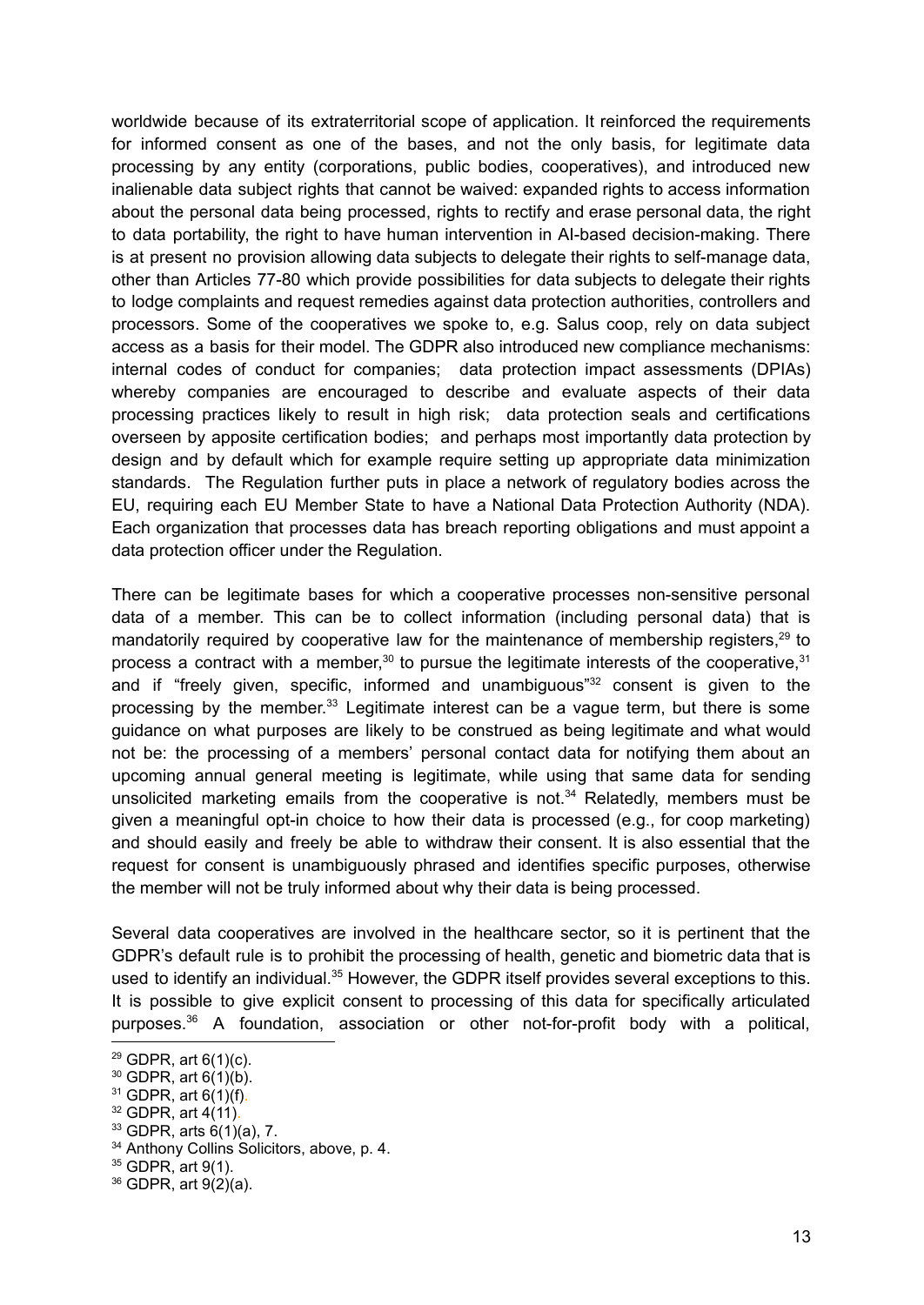worldwide because of its extraterritorial scope of application. It reinforced the requirements for informed consent as one of the bases, and not the only basis, for legitimate data processing by any entity (corporations, public bodies, cooperatives), and introduced new inalienable data subject rights that cannot be waived: expanded rights to access information about the personal data being processed, rights to rectify and erase personal data, the right to data portability, the right to have human intervention in AI-based decision-making. There is at present no provision allowing data subjects to delegate their rights to self-manage data, other than Articles 77-80 which provide possibilities for data subjects to delegate their rights to lodge complaints and request remedies against data protection authorities, controllers and processors. Some of the cooperatives we spoke to, e.g. Salus coop, rely on data subject access as a basis for their model. The GDPR also introduced new compliance mechanisms: internal codes of conduct for companies; data protection impact assessments (DPIAs) whereby companies are encouraged to describe and evaluate aspects of their data processing practices likely to result in high risk; data protection seals and certifications overseen by apposite certification bodies; and perhaps most importantly data protection by design and by default which for example require setting up appropriate data minimization standards. The Regulation further puts in place a network of regulatory bodies across the EU, requiring each EU Member State to have a National Data Protection Authority (NDA). Each organization that processes data has breach reporting obligations and must appoint a data protection officer under the Regulation.

There can be legitimate bases for which a cooperative processes non-sensitive personal data of a member. This can be to collect information (including personal data) that is mandatorily required by cooperative law for the maintenance of membership registers,[29] to process a contract with a member,[30] to pursue the legitimate interests of the cooperative,[31] and if "freely given, specific, informed and unambiguous"[32] consent is given to the processing by the member.[33] Legitimate interest can be a vague term, but there is some guidance on what purposes are likely to be construed as being legitimate and what would not be: the processing of a members' personal contact data for notifying them about an upcoming annual general meeting is legitimate, while using that same data for sending unsolicited marketing emails from the cooperative is not.[34] Relatedly, members must be given a meaningful opt-in choice to how their data is processed (e.g., for coop marketing) and should easily and freely be able to withdraw their consent. It is also essential that the request for consent is unambiguously phrased and identifies specific purposes, otherwise the member will not be truly informed about why their data is being processed.

Several data cooperatives are involved in the healthcare sector, so it is pertinent that the GDPR's default rule is to prohibit the processing of health, genetic and biometric data that is used to identify an individual.[35] However, the GDPR itself provides several exceptions to this. It is possible to give explicit consent to processing of this data for specifically articulated purposes.[36] A foundation, association or other not-for-profit body with a political,

---

[29] GDPR, art 6(1)(c).
[30] GDPR, art 6(1)(b).
[31] GDPR, art 6(1)(f).
[32] GDPR, art 4(11).
[33] GDPR, arts 6(1)(a), 7.
[34] Anthony Collins Solicitors, above, p. 4.
[35] GDPR, art 9(1).
[36] GDPR, art 9(2)(a).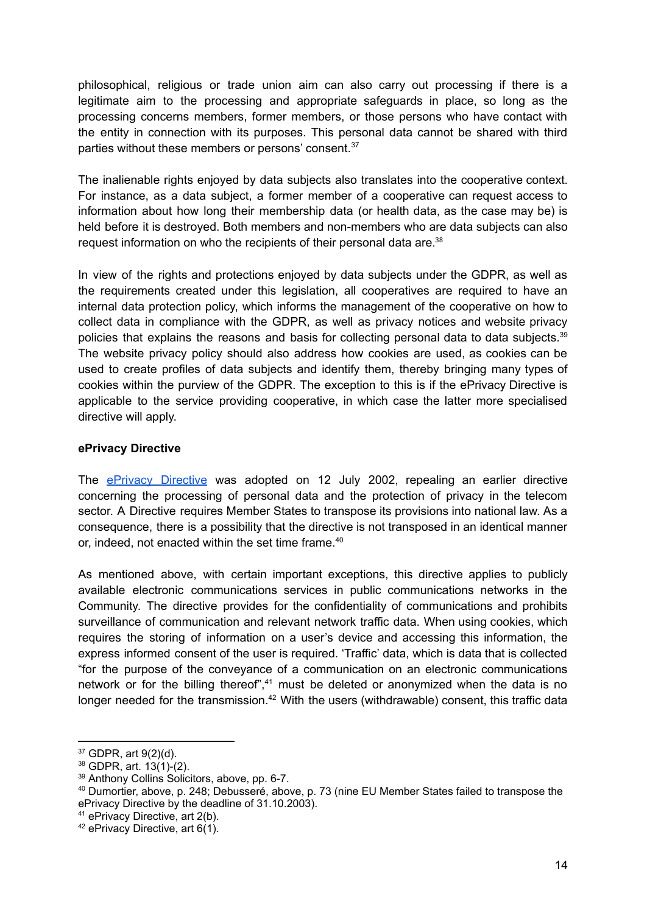philosophical, religious or trade union aim can also carry out processing if there is a legitimate aim to the processing and appropriate safeguards in place, so long as the processing concerns members, former members, or those persons who have contact with the entity in connection with its purposes. This personal data cannot be shared with third parties without these members or persons' consent.[37]

The inalienable rights enjoyed by data subjects also translates into the cooperative context. For instance, as a data subject, a former member of a cooperative can request access to information about how long their membership data (or health data, as the case may be) is held before it is destroyed. Both members and non-members who are data subjects can also request information on who the recipients of their personal data are.[38]

In view of the rights and protections enjoyed by data subjects under the GDPR, as well as the requirements created under this legislation, all cooperatives are required to have an internal data protection policy, which informs the management of the cooperative on how to collect data in compliance with the GDPR, as well as privacy notices and website privacy policies that explains the reasons and basis for collecting personal data to data subjects.[39] The website privacy policy should also address how cookies are used, as cookies can be used to create profiles of data subjects and identify them, thereby bringing many types of cookies within the purview of the GDPR. The exception to this is if the ePrivacy Directive is applicable to the service providing cooperative, in which case the latter more specialised directive will apply.

**ePrivacy Directive**

The [ePrivacy Directive]() was adopted on 12 July 2002, repealing an earlier directive concerning the processing of personal data and the protection of privacy in the telecom sector. A Directive requires Member States to transpose its provisions into national law. As a consequence, there is a possibility that the directive is not transposed in an identical manner or, indeed, not enacted within the set time frame.[40]

As mentioned above, with certain important exceptions, this directive applies to publicly available electronic communications services in public communications networks in the Community. The directive provides for the confidentiality of communications and prohibits surveillance of communication and relevant network traffic data. When using cookies, which requires the storing of information on a user's device and accessing this information, the express informed consent of the user is required. 'Traffic' data, which is data that is collected "for the purpose of the conveyance of a communication on an electronic communications network or for the billing thereof",[41] must be deleted or anonymized when the data is no longer needed for the transmission.[42] With the users (withdrawable) consent, this traffic data

---

[37] GDPR, art 9(2)(d).
[38] GDPR, art. 13(1)-(2).
[39] Anthony Collins Solicitors, above, pp. 6-7.
[40] Dumortier, above, p. 248; Debusseré, above, p. 73 (nine EU Member States failed to transpose the ePrivacy Directive by the deadline of 31.10.2003).
[41] ePrivacy Directive, art 2(b).
[42] ePrivacy Directive, art 6(1).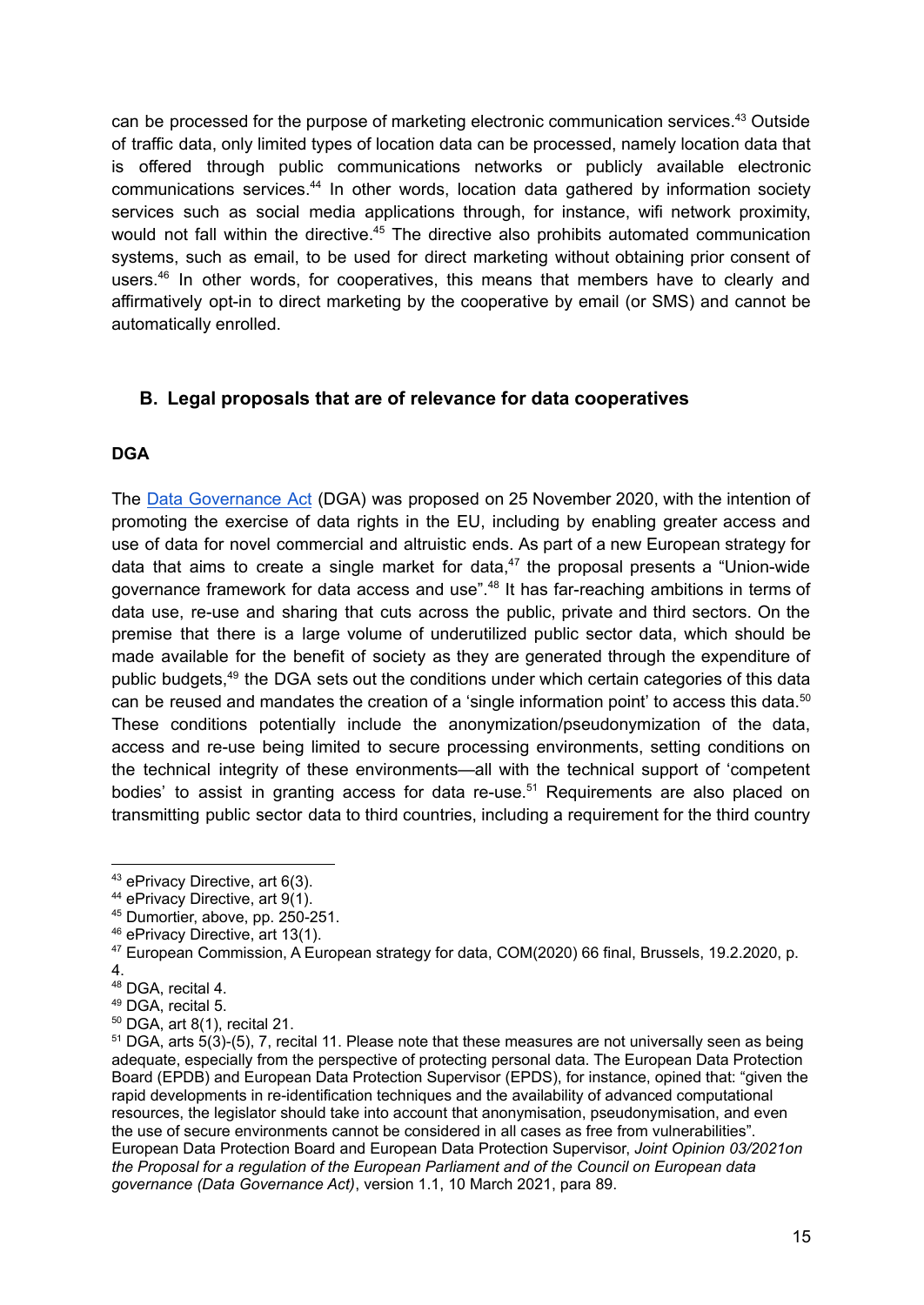can be processed for the purpose of marketing electronic communication services.[43] Outside of traffic data, only limited types of location data can be processed, namely location data that is offered through public communications networks or publicly available electronic communications services.[44] In other words, location data gathered by information society services such as social media applications through, for instance, wifi network proximity, would not fall within the directive.[45] The directive also prohibits automated communication systems, such as email, to be used for direct marketing without obtaining prior consent of users.[46] In other words, for cooperatives, this means that members have to clearly and affirmatively opt-in to direct marketing by the cooperative by email (or SMS) and cannot be automatically enrolled.

## B. Legal proposals that are of relevance for data cooperatives

### DGA

The [Data Governance Act] (DGA) was proposed on 25 November 2020, with the intention of promoting the exercise of data rights in the EU, including by enabling greater access and use of data for novel commercial and altruistic ends. As part of a new European strategy for data that aims to create a single market for data,[47] the proposal presents a "Union-wide governance framework for data access and use".[48] It has far-reaching ambitions in terms of data use, re-use and sharing that cuts across the public, private and third sectors. On the premise that there is a large volume of underutilized public sector data, which should be made available for the benefit of society as they are generated through the expenditure of public budgets,[49] the DGA sets out the conditions under which certain categories of this data can be reused and mandates the creation of a 'single information point' to access this data.[50] These conditions potentially include the anonymization/pseudonymization of the data, access and re-use being limited to secure processing environments, setting conditions on the technical integrity of these environments—all with the technical support of 'competent bodies' to assist in granting access for data re-use.[51] Requirements are also placed on transmitting public sector data to third countries, including a requirement for the third country

---

[43] ePrivacy Directive, art 6(3).

[44] ePrivacy Directive, art 9(1).

[45] Dumortier, above, pp. 250-251.

[46] ePrivacy Directive, art 13(1).

[47] European Commission, A European strategy for data, COM(2020) 66 final, Brussels, 19.2.2020, p. 4.

[48] DGA, recital 4.

[49] DGA, recital 5.

[50] DGA, art 8(1), recital 21.

[51] DGA, arts 5(3)-(5), 7, recital 11. Please note that these measures are not universally seen as being adequate, especially from the perspective of protecting personal data. The European Data Protection Board (EPDB) and European Data Protection Supervisor (EPDS), for instance, opined that: "given the rapid developments in re-identification techniques and the availability of advanced computational resources, the legislator should take into account that anonymisation, pseudonymisation, and even the use of secure environments cannot be considered in all cases as free from vulnerabilities". European Data Protection Board and European Data Protection Supervisor, *Joint Opinion 03/2021on the Proposal for a regulation of the European Parliament and of the Council on European data governance (Data Governance Act)*, version 1.1, 10 March 2021, para 89.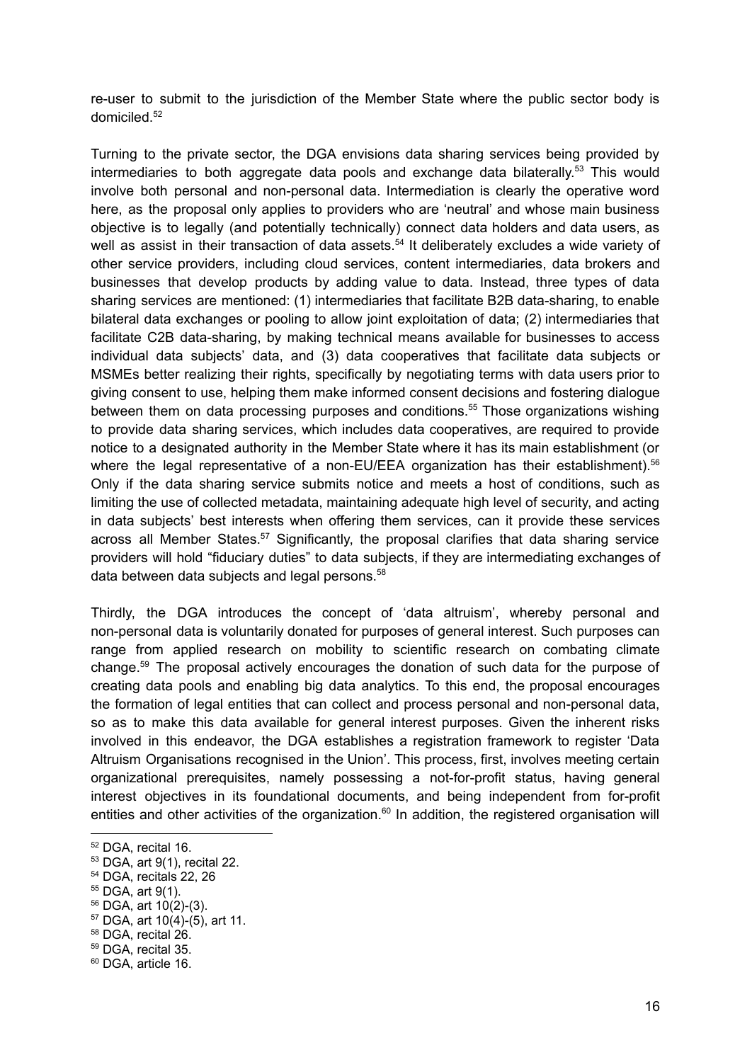re-user to submit to the jurisdiction of the Member State where the public sector body is domiciled.[52]

Turning to the private sector, the DGA envisions data sharing services being provided by intermediaries to both aggregate data pools and exchange data bilaterally.[53] This would involve both personal and non-personal data. Intermediation is clearly the operative word here, as the proposal only applies to providers who are 'neutral' and whose main business objective is to legally (and potentially technically) connect data holders and data users, as well as assist in their transaction of data assets.[54] It deliberately excludes a wide variety of other service providers, including cloud services, content intermediaries, data brokers and businesses that develop products by adding value to data. Instead, three types of data sharing services are mentioned: (1) intermediaries that facilitate B2B data-sharing, to enable bilateral data exchanges or pooling to allow joint exploitation of data; (2) intermediaries that facilitate C2B data-sharing, by making technical means available for businesses to access individual data subjects' data, and (3) data cooperatives that facilitate data subjects or MSMEs better realizing their rights, specifically by negotiating terms with data users prior to giving consent to use, helping them make informed consent decisions and fostering dialogue between them on data processing purposes and conditions.[55] Those organizations wishing to provide data sharing services, which includes data cooperatives, are required to provide notice to a designated authority in the Member State where it has its main establishment (or where the legal representative of a non-EU/EEA organization has their establishment).[56] Only if the data sharing service submits notice and meets a host of conditions, such as limiting the use of collected metadata, maintaining adequate high level of security, and acting in data subjects' best interests when offering them services, can it provide these services across all Member States.[57] Significantly, the proposal clarifies that data sharing service providers will hold "fiduciary duties" to data subjects, if they are intermediating exchanges of data between data subjects and legal persons.[58]

Thirdly, the DGA introduces the concept of 'data altruism', whereby personal and non-personal data is voluntarily donated for purposes of general interest. Such purposes can range from applied research on mobility to scientific research on combating climate change.[59] The proposal actively encourages the donation of such data for the purpose of creating data pools and enabling big data analytics. To this end, the proposal encourages the formation of legal entities that can collect and process personal and non-personal data, so as to make this data available for general interest purposes. Given the inherent risks involved in this endeavor, the DGA establishes a registration framework to register 'Data Altruism Organisations recognised in the Union'. This process, first, involves meeting certain organizational prerequisites, namely possessing a not-for-profit status, having general interest objectives in its foundational documents, and being independent from for-profit entities and other activities of the organization.[60] In addition, the registered organisation will

[52] DGA, recital 16.
[53] DGA, art 9(1), recital 22.
[54] DGA, recitals 22, 26
[55] DGA, art 9(1).
[56] DGA, art 10(2)-(3).
[57] DGA, art 10(4)-(5), art 11.
[58] DGA, recital 26.
[59] DGA, recital 35.
[60] DGA, article 16.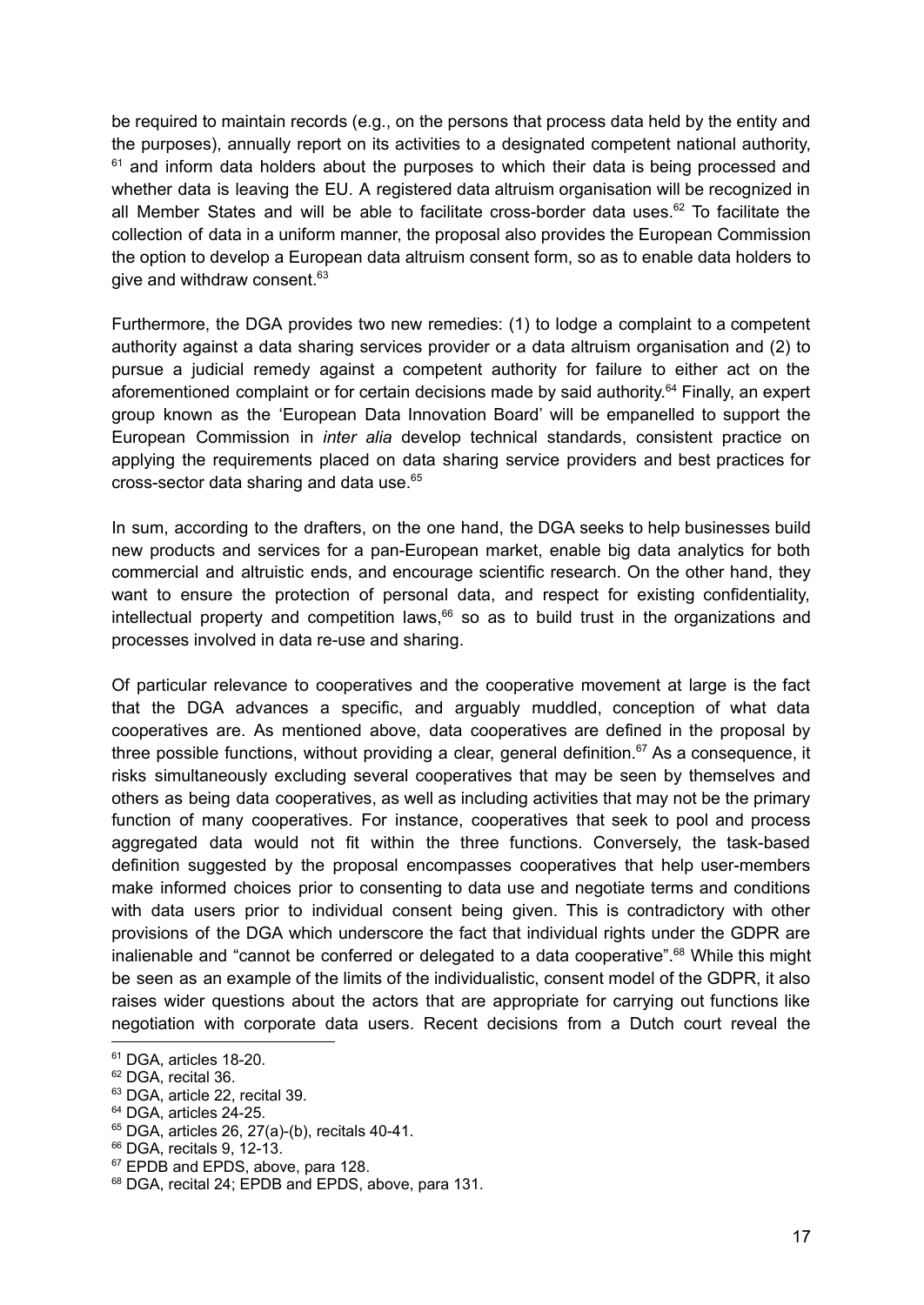be required to maintain records (e.g., on the persons that process data held by the entity and the purposes), annually report on its activities to a designated competent national authority, [61] and inform data holders about the purposes to which their data is being processed and whether data is leaving the EU. A registered data altruism organisation will be recognized in all Member States and will be able to facilitate cross-border data uses.[62] To facilitate the collection of data in a uniform manner, the proposal also provides the European Commission the option to develop a European data altruism consent form, so as to enable data holders to give and withdraw consent.[63]

Furthermore, the DGA provides two new remedies: (1) to lodge a complaint to a competent authority against a data sharing services provider or a data altruism organisation and (2) to pursue a judicial remedy against a competent authority for failure to either act on the aforementioned complaint or for certain decisions made by said authority.[64] Finally, an expert group known as the 'European Data Innovation Board' will be empanelled to support the European Commission in *inter alia* develop technical standards, consistent practice on applying the requirements placed on data sharing service providers and best practices for cross-sector data sharing and data use.[65]

In sum, according to the drafters, on the one hand, the DGA seeks to help businesses build new products and services for a pan-European market, enable big data analytics for both commercial and altruistic ends, and encourage scientific research. On the other hand, they want to ensure the protection of personal data, and respect for existing confidentiality, intellectual property and competition laws,[66] so as to build trust in the organizations and processes involved in data re-use and sharing.

Of particular relevance to cooperatives and the cooperative movement at large is the fact that the DGA advances a specific, and arguably muddled, conception of what data cooperatives are. As mentioned above, data cooperatives are defined in the proposal by three possible functions, without providing a clear, general definition.[67] As a consequence, it risks simultaneously excluding several cooperatives that may be seen by themselves and others as being data cooperatives, as well as including activities that may not be the primary function of many cooperatives. For instance, cooperatives that seek to pool and process aggregated data would not fit within the three functions. Conversely, the task-based definition suggested by the proposal encompasses cooperatives that help user-members make informed choices prior to consenting to data use and negotiate terms and conditions with data users prior to individual consent being given. This is contradictory with other provisions of the DGA which underscore the fact that individual rights under the GDPR are inalienable and "cannot be conferred or delegated to a data cooperative".[68] While this might be seen as an example of the limits of the individualistic, consent model of the GDPR, it also raises wider questions about the actors that are appropriate for carrying out functions like negotiation with corporate data users. Recent decisions from a Dutch court reveal the

---

[61] DGA, articles 18-20.

[62] DGA, recital 36.

[63] DGA, article 22, recital 39.

[64] DGA, articles 24-25.

[65] DGA, articles 26, 27(a)-(b), recitals 40-41.

[66] DGA, recitals 9, 12-13.

[67] EPDB and EPDS, above, para 128.

[68] DGA, recital 24; EPDB and EPDS, above, para 131.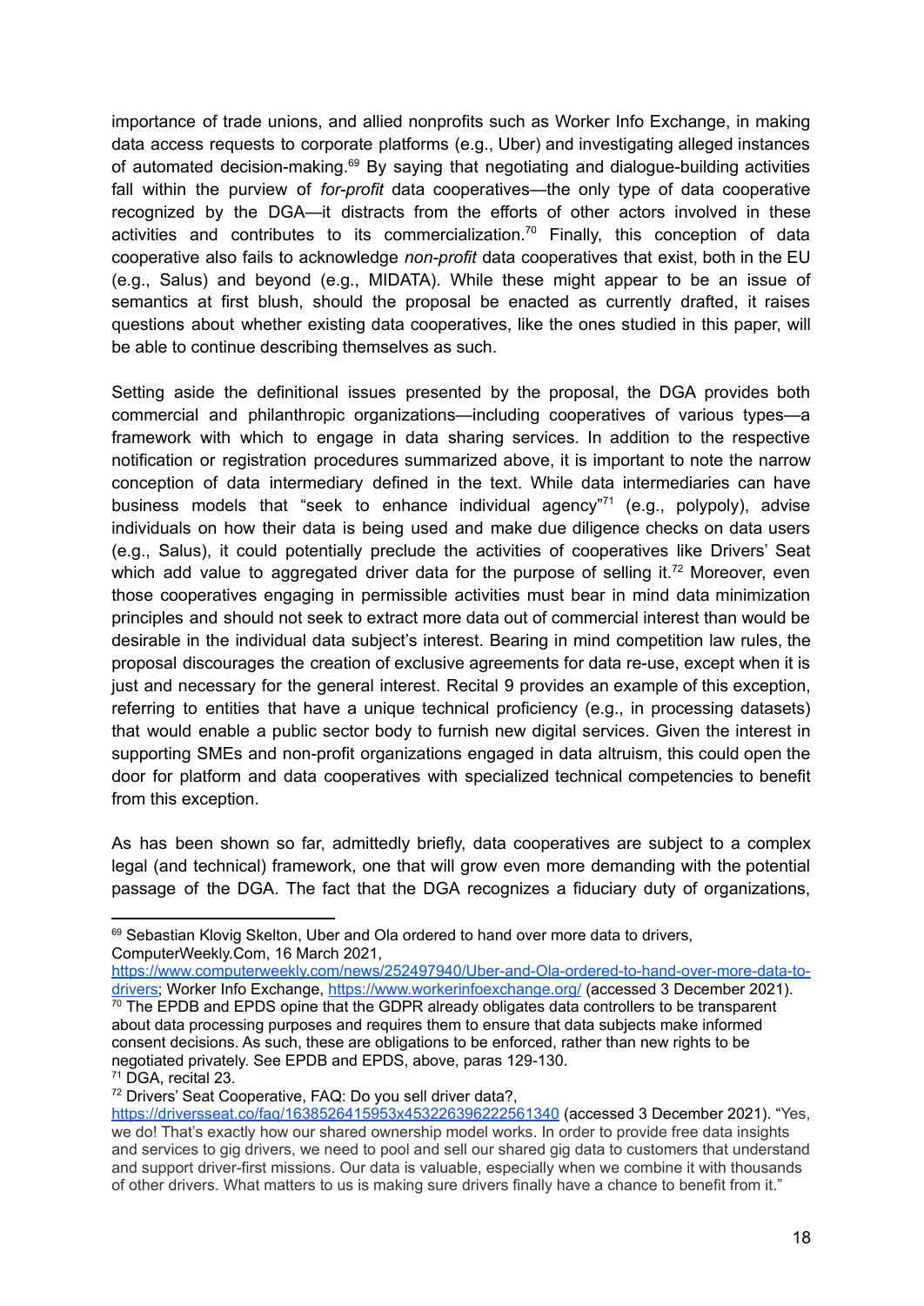importance of trade unions, and allied nonprofits such as Worker Info Exchange, in making data access requests to corporate platforms (e.g., Uber) and investigating alleged instances of automated decision-making.[69] By saying that negotiating and dialogue-building activities fall within the purview of *for-profit* data cooperatives—the only type of data cooperative recognized by the DGA—it distracts from the efforts of other actors involved in these activities and contributes to its commercialization.[70] Finally, this conception of data cooperative also fails to acknowledge *non-profit* data cooperatives that exist, both in the EU (e.g., Salus) and beyond (e.g., MIDATA). While these might appear to be an issue of semantics at first blush, should the proposal be enacted as currently drafted, it raises questions about whether existing data cooperatives, like the ones studied in this paper, will be able to continue describing themselves as such.

Setting aside the definitional issues presented by the proposal, the DGA provides both commercial and philanthropic organizations—including cooperatives of various types—a framework with which to engage in data sharing services. In addition to the respective notification or registration procedures summarized above, it is important to note the narrow conception of data intermediary defined in the text. While data intermediaries can have business models that "seek to enhance individual agency"[71] (e.g., polypoly), advise individuals on how their data is being used and make due diligence checks on data users (e.g., Salus), it could potentially preclude the activities of cooperatives like Drivers' Seat which add value to aggregated driver data for the purpose of selling it.[72] Moreover, even those cooperatives engaging in permissible activities must bear in mind data minimization principles and should not seek to extract more data out of commercial interest than would be desirable in the individual data subject's interest. Bearing in mind competition law rules, the proposal discourages the creation of exclusive agreements for data re-use, except when it is just and necessary for the general interest. Recital 9 provides an example of this exception, referring to entities that have a unique technical proficiency (e.g., in processing datasets) that would enable a public sector body to furnish new digital services. Given the interest in supporting SMEs and non-profit organizations engaged in data altruism, this could open the door for platform and data cooperatives with specialized technical competencies to benefit from this exception.

As has been shown so far, admittedly briefly, data cooperatives are subject to a complex legal (and technical) framework, one that will grow even more demanding with the potential passage of the DGA. The fact that the DGA recognizes a fiduciary duty of organizations,

---

[69] Sebastian Klovig Skelton, Uber and Ola ordered to hand over more data to drivers, ComputerWeekly.Com, 16 March 2021, https://www.computerweekly.com/news/252497940/Uber-and-Ola-ordered-to-hand-over-more-data-to-drivers; Worker Info Exchange, https://www.workerinfoexchange.org/ (accessed 3 December 2021).

[70] The EPDB and EPDS opine that the GDPR already obligates data controllers to be transparent about data processing purposes and requires them to ensure that data subjects make informed consent decisions. As such, these are obligations to be enforced, rather than new rights to be negotiated privately. See EPDB and EPDS, above, paras 129-130.

[71] DGA, recital 23.

[72] Drivers' Seat Cooperative, FAQ: Do you sell driver data?, https://driversseat.co/faq/1638526415953x453226396222561340 (accessed 3 December 2021). "Yes, we do! That's exactly how our shared ownership model works. In order to provide free data insights and services to gig drivers, we need to pool and sell our shared gig data to customers that understand and support driver-first missions. Our data is valuable, especially when we combine it with thousands of other drivers. What matters to us is making sure drivers finally have a chance to benefit from it."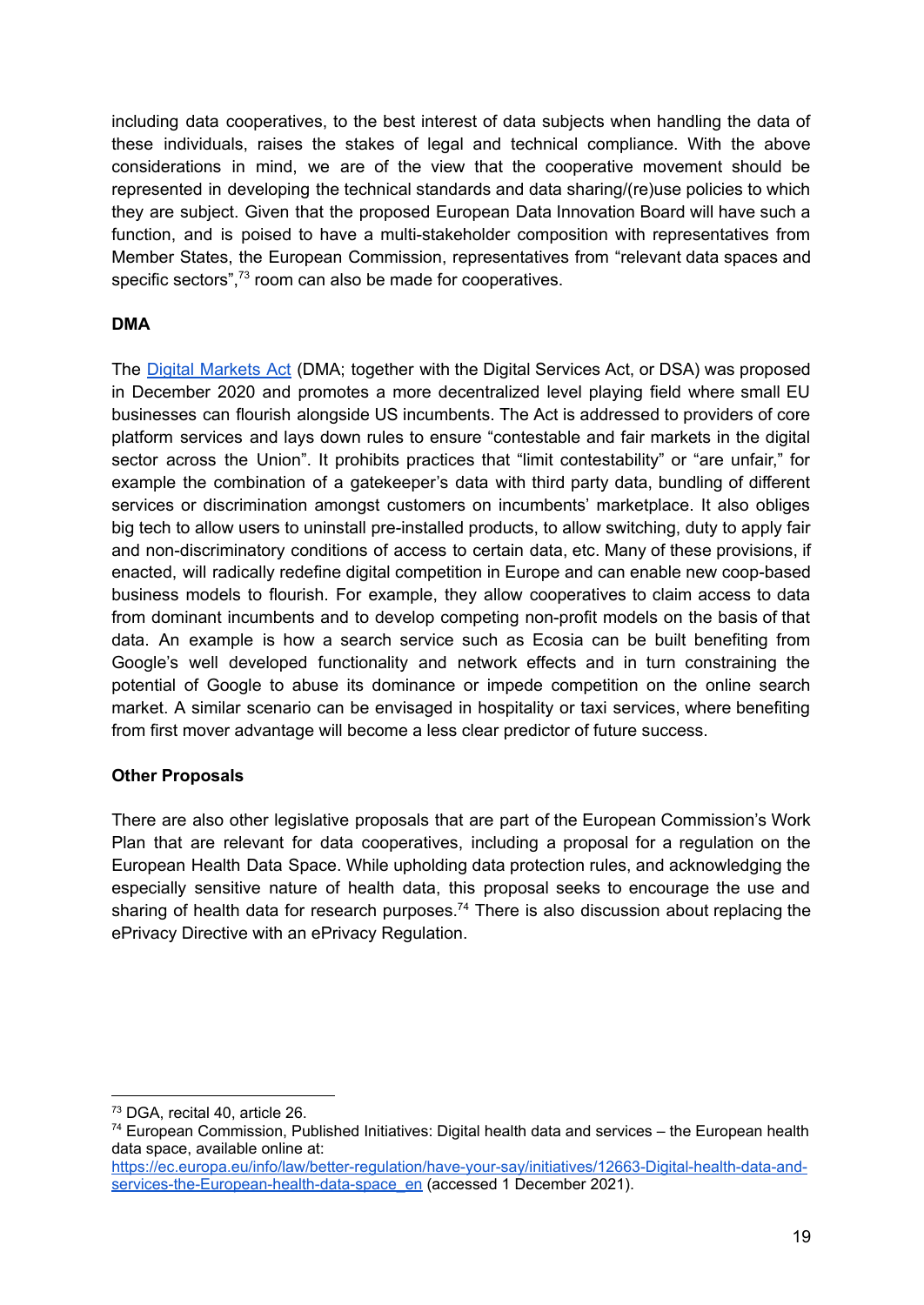including data cooperatives, to the best interest of data subjects when handling the data of these individuals, raises the stakes of legal and technical compliance. With the above considerations in mind, we are of the view that the cooperative movement should be represented in developing the technical standards and data sharing/(re)use policies to which they are subject. Given that the proposed European Data Innovation Board will have such a function, and is poised to have a multi-stakeholder composition with representatives from Member States, the European Commission, representatives from "relevant data spaces and specific sectors",[73] room can also be made for cooperatives.

**DMA**

The [Digital Markets Act](#) (DMA; together with the Digital Services Act, or DSA) was proposed in December 2020 and promotes a more decentralized level playing field where small EU businesses can flourish alongside US incumbents. The Act is addressed to providers of core platform services and lays down rules to ensure "contestable and fair markets in the digital sector across the Union". It prohibits practices that "limit contestability" or "are unfair," for example the combination of a gatekeeper's data with third party data, bundling of different services or discrimination amongst customers on incumbents' marketplace. It also obliges big tech to allow users to uninstall pre-installed products, to allow switching, duty to apply fair and non-discriminatory conditions of access to certain data, etc. Many of these provisions, if enacted, will radically redefine digital competition in Europe and can enable new coop-based business models to flourish. For example, they allow cooperatives to claim access to data from dominant incumbents and to develop competing non-profit models on the basis of that data. An example is how a search service such as Ecosia can be built benefiting from Google's well developed functionality and network effects and in turn constraining the potential of Google to abuse its dominance or impede competition on the online search market. A similar scenario can be envisaged in hospitality or taxi services, where benefiting from first mover advantage will become a less clear predictor of future success.

**Other Proposals**

There are also other legislative proposals that are part of the European Commission's Work Plan that are relevant for data cooperatives, including a proposal for a regulation on the European Health Data Space. While upholding data protection rules, and acknowledging the especially sensitive nature of health data, this proposal seeks to encourage the use and sharing of health data for research purposes.[74] There is also discussion about replacing the ePrivacy Directive with an ePrivacy Regulation.

---

[73] DGA, recital 40, article 26.

[74] European Commission, Published Initiatives: Digital health data and services – the European health data space, available online at: https://ec.europa.eu/info/law/better-regulation/have-your-say/initiatives/12663-Digital-health-data-and-services-the-European-health-data-space_en (accessed 1 December 2021).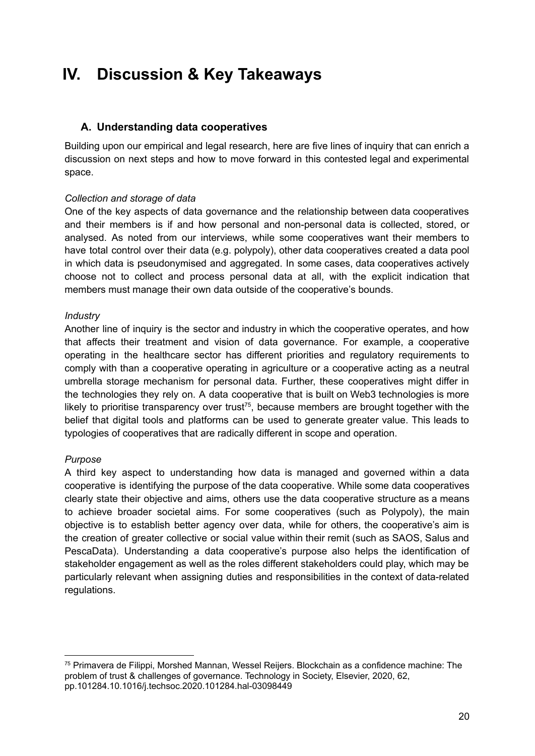# IV. Discussion & Key Takeaways

## A. Understanding data cooperatives

Building upon our empirical and legal research, here are five lines of inquiry that can enrich a discussion on next steps and how to move forward in this contested legal and experimental space.

*Collection and storage of data*

One of the key aspects of data governance and the relationship between data cooperatives and their members is if and how personal and non-personal data is collected, stored, or analysed. As noted from our interviews, while some cooperatives want their members to have total control over their data (e.g. polypoly), other data cooperatives created a data pool in which data is pseudonymised and aggregated. In some cases, data cooperatives actively choose not to collect and process personal data at all, with the explicit indication that members must manage their own data outside of the cooperative's bounds.

*Industry*

Another line of inquiry is the sector and industry in which the cooperative operates, and how that affects their treatment and vision of data governance. For example, a cooperative operating in the healthcare sector has different priorities and regulatory requirements to comply with than a cooperative operating in agriculture or a cooperative acting as a neutral umbrella storage mechanism for personal data. Further, these cooperatives might differ in the technologies they rely on. A data cooperative that is built on Web3 technologies is more likely to prioritise transparency over trust[75], because members are brought together with the belief that digital tools and platforms can be used to generate greater value. This leads to typologies of cooperatives that are radically different in scope and operation.

*Purpose*

A third key aspect to understanding how data is managed and governed within a data cooperative is identifying the purpose of the data cooperative. While some data cooperatives clearly state their objective and aims, others use the data cooperative structure as a means to achieve broader societal aims. For some cooperatives (such as Polypoly), the main objective is to establish better agency over data, while for others, the cooperative's aim is the creation of greater collective or social value within their remit (such as SAOS, Salus and PescaData). Understanding a data cooperative's purpose also helps the identification of stakeholder engagement as well as the roles different stakeholders could play, which may be particularly relevant when assigning duties and responsibilities in the context of data-related regulations.

---

[75] Primavera de Filippi, Morshed Mannan, Wessel Reijers. Blockchain as a confidence machine: The problem of trust & challenges of governance. Technology in Society, Elsevier, 2020, 62, pp.101284.10.1016/j.techsoc.2020.101284.hal-03098449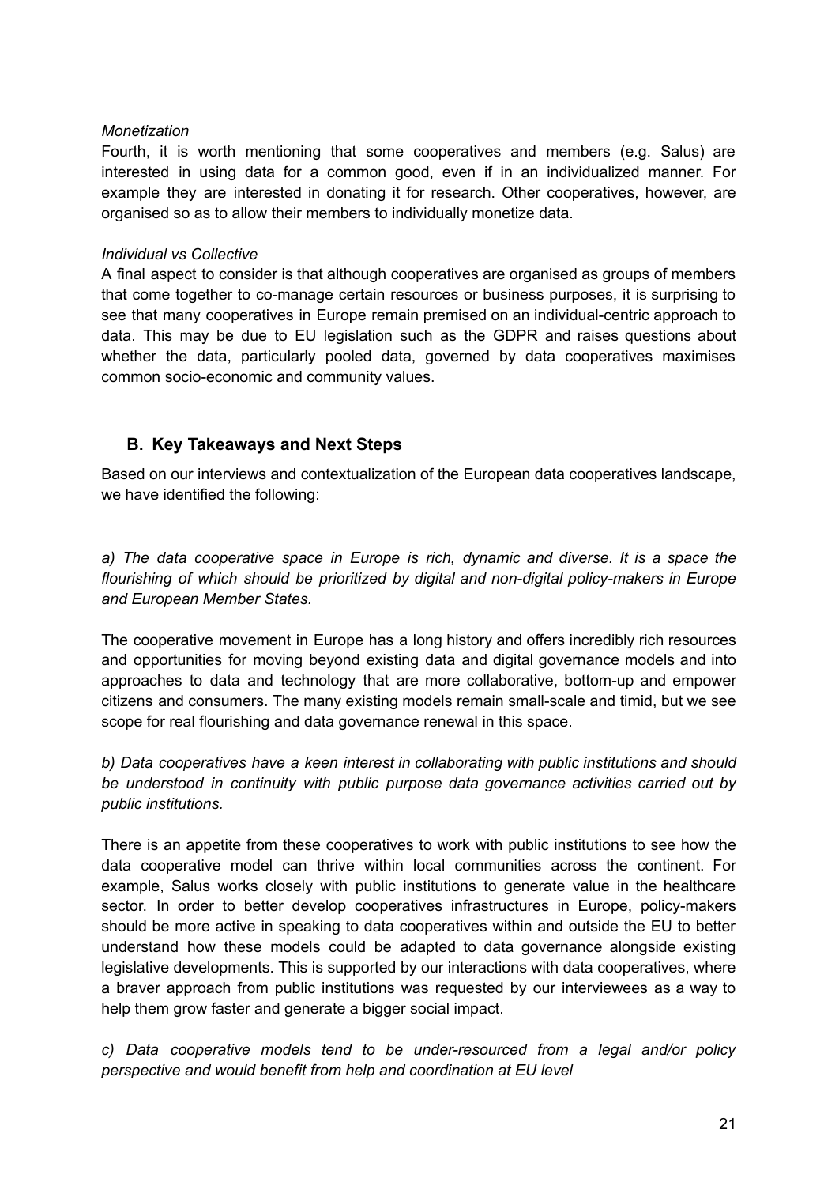*Monetization*

Fourth, it is worth mentioning that some cooperatives and members (e.g. Salus) are interested in using data for a common good, even if in an individualized manner. For example they are interested in donating it for research. Other cooperatives, however, are organised so as to allow their members to individually monetize data.

*Individual vs Collective*

A final aspect to consider is that although cooperatives are organised as groups of members that come together to co-manage certain resources or business purposes, it is surprising to see that many cooperatives in Europe remain premised on an individual-centric approach to data. This may be due to EU legislation such as the GDPR and raises questions about whether the data, particularly pooled data, governed by data cooperatives maximises common socio-economic and community values.

### B. Key Takeaways and Next Steps

Based on our interviews and contextualization of the European data cooperatives landscape, we have identified the following:

*a) The data cooperative space in Europe is rich, dynamic and diverse. It is a space the flourishing of which should be prioritized by digital and non-digital policy-makers in Europe and European Member States.*

The cooperative movement in Europe has a long history and offers incredibly rich resources and opportunities for moving beyond existing data and digital governance models and into approaches to data and technology that are more collaborative, bottom-up and empower citizens and consumers. The many existing models remain small-scale and timid, but we see scope for real flourishing and data governance renewal in this space.

*b) Data cooperatives have a keen interest in collaborating with public institutions and should be understood in continuity with public purpose data governance activities carried out by public institutions.*

There is an appetite from these cooperatives to work with public institutions to see how the data cooperative model can thrive within local communities across the continent. For example, Salus works closely with public institutions to generate value in the healthcare sector. In order to better develop cooperatives infrastructures in Europe, policy-makers should be more active in speaking to data cooperatives within and outside the EU to better understand how these models could be adapted to data governance alongside existing legislative developments. This is supported by our interactions with data cooperatives, where a braver approach from public institutions was requested by our interviewees as a way to help them grow faster and generate a bigger social impact.

*c) Data cooperative models tend to be under-resourced from a legal and/or policy perspective and would benefit from help and coordination at EU level*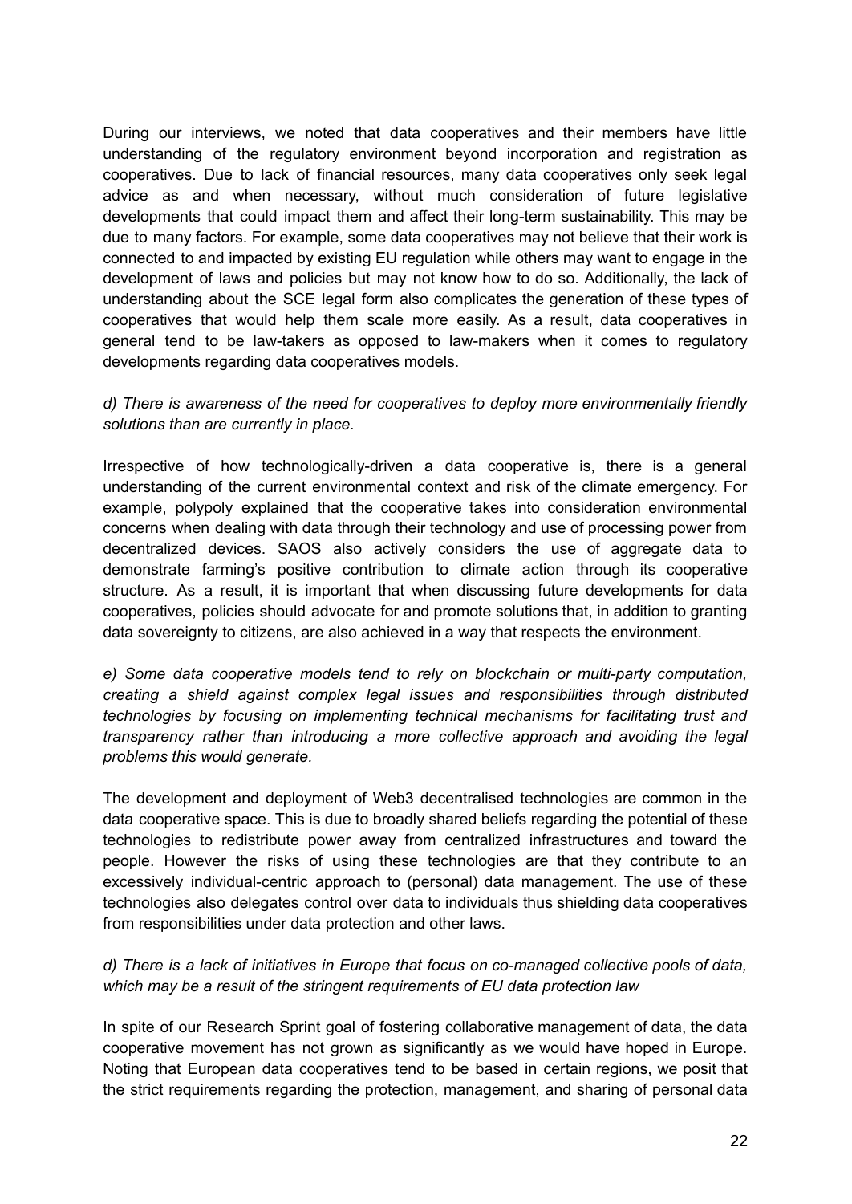During our interviews, we noted that data cooperatives and their members have little understanding of the regulatory environment beyond incorporation and registration as cooperatives. Due to lack of financial resources, many data cooperatives only seek legal advice as and when necessary, without much consideration of future legislative developments that could impact them and affect their long-term sustainability. This may be due to many factors. For example, some data cooperatives may not believe that their work is connected to and impacted by existing EU regulation while others may want to engage in the development of laws and policies but may not know how to do so. Additionally, the lack of understanding about the SCE legal form also complicates the generation of these types of cooperatives that would help them scale more easily. As a result, data cooperatives in general tend to be law-takers as opposed to law-makers when it comes to regulatory developments regarding data cooperatives models.

*d) There is awareness of the need for cooperatives to deploy more environmentally friendly solutions than are currently in place.*

Irrespective of how technologically-driven a data cooperative is, there is a general understanding of the current environmental context and risk of the climate emergency. For example, polypoly explained that the cooperative takes into consideration environmental concerns when dealing with data through their technology and use of processing power from decentralized devices. SAOS also actively considers the use of aggregate data to demonstrate farming's positive contribution to climate action through its cooperative structure. As a result, it is important that when discussing future developments for data cooperatives, policies should advocate for and promote solutions that, in addition to granting data sovereignty to citizens, are also achieved in a way that respects the environment.

*e) Some data cooperative models tend to rely on blockchain or multi-party computation, creating a shield against complex legal issues and responsibilities through distributed technologies by focusing on implementing technical mechanisms for facilitating trust and transparency rather than introducing a more collective approach and avoiding the legal problems this would generate.*

The development and deployment of Web3 decentralised technologies are common in the data cooperative space. This is due to broadly shared beliefs regarding the potential of these technologies to redistribute power away from centralized infrastructures and toward the people. However the risks of using these technologies are that they contribute to an excessively individual-centric approach to (personal) data management. The use of these technologies also delegates control over data to individuals thus shielding data cooperatives from responsibilities under data protection and other laws.

*d) There is a lack of initiatives in Europe that focus on co-managed collective pools of data, which may be a result of the stringent requirements of EU data protection law*

In spite of our Research Sprint goal of fostering collaborative management of data, the data cooperative movement has not grown as significantly as we would have hoped in Europe. Noting that European data cooperatives tend to be based in certain regions, we posit that the strict requirements regarding the protection, management, and sharing of personal data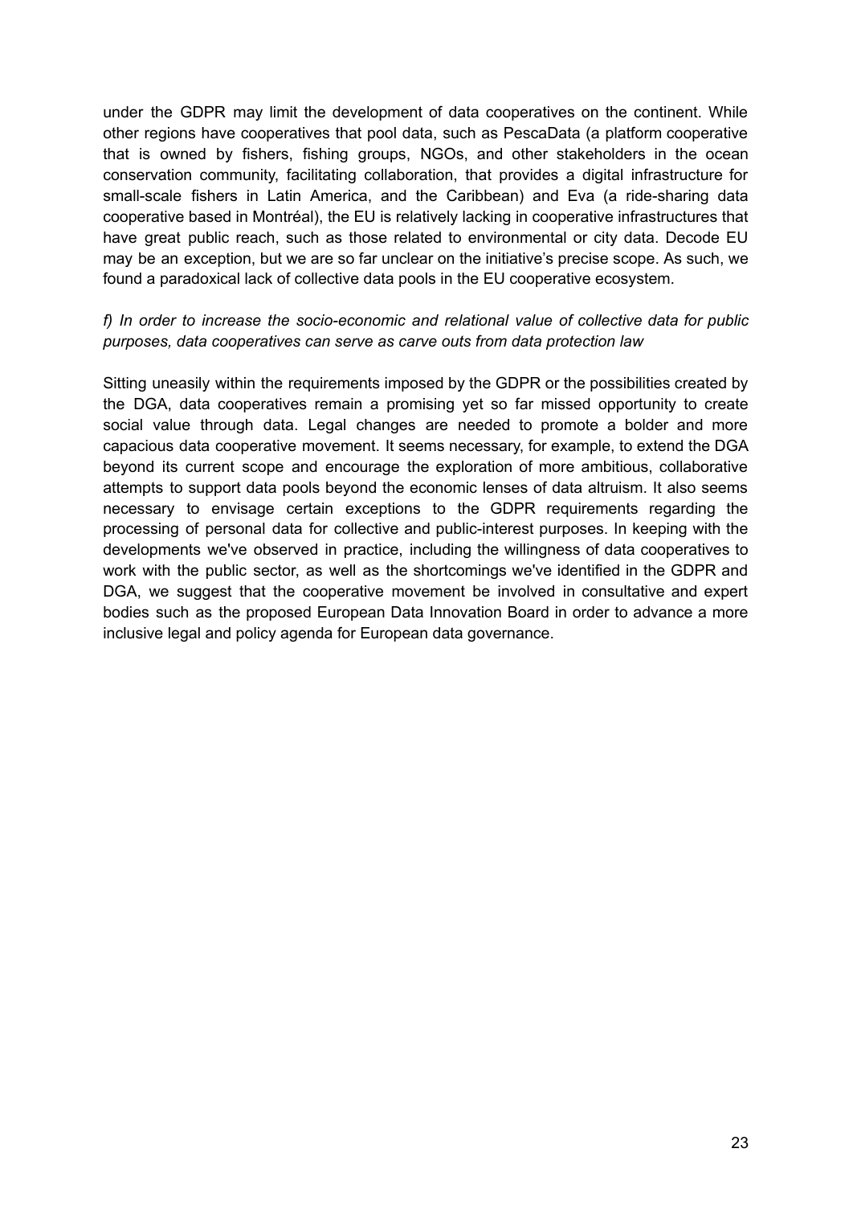under the GDPR may limit the development of data cooperatives on the continent. While other regions have cooperatives that pool data, such as PescaData (a platform cooperative that is owned by fishers, fishing groups, NGOs, and other stakeholders in the ocean conservation community, facilitating collaboration, that provides a digital infrastructure for small-scale fishers in Latin America, and the Caribbean) and Eva (a ride-sharing data cooperative based in Montréal), the EU is relatively lacking in cooperative infrastructures that have great public reach, such as those related to environmental or city data. Decode EU may be an exception, but we are so far unclear on the initiative's precise scope. As such, we found a paradoxical lack of collective data pools in the EU cooperative ecosystem.

*f) In order to increase the socio-economic and relational value of collective data for public purposes, data cooperatives can serve as carve outs from data protection law*

Sitting uneasily within the requirements imposed by the GDPR or the possibilities created by the DGA, data cooperatives remain a promising yet so far missed opportunity to create social value through data. Legal changes are needed to promote a bolder and more capacious data cooperative movement. It seems necessary, for example, to extend the DGA beyond its current scope and encourage the exploration of more ambitious, collaborative attempts to support data pools beyond the economic lenses of data altruism. It also seems necessary to envisage certain exceptions to the GDPR requirements regarding the processing of personal data for collective and public-interest purposes. In keeping with the developments we've observed in practice, including the willingness of data cooperatives to work with the public sector, as well as the shortcomings we've identified in the GDPR and DGA, we suggest that the cooperative movement be involved in consultative and expert bodies such as the proposed European Data Innovation Board in order to advance a more inclusive legal and policy agenda for European data governance.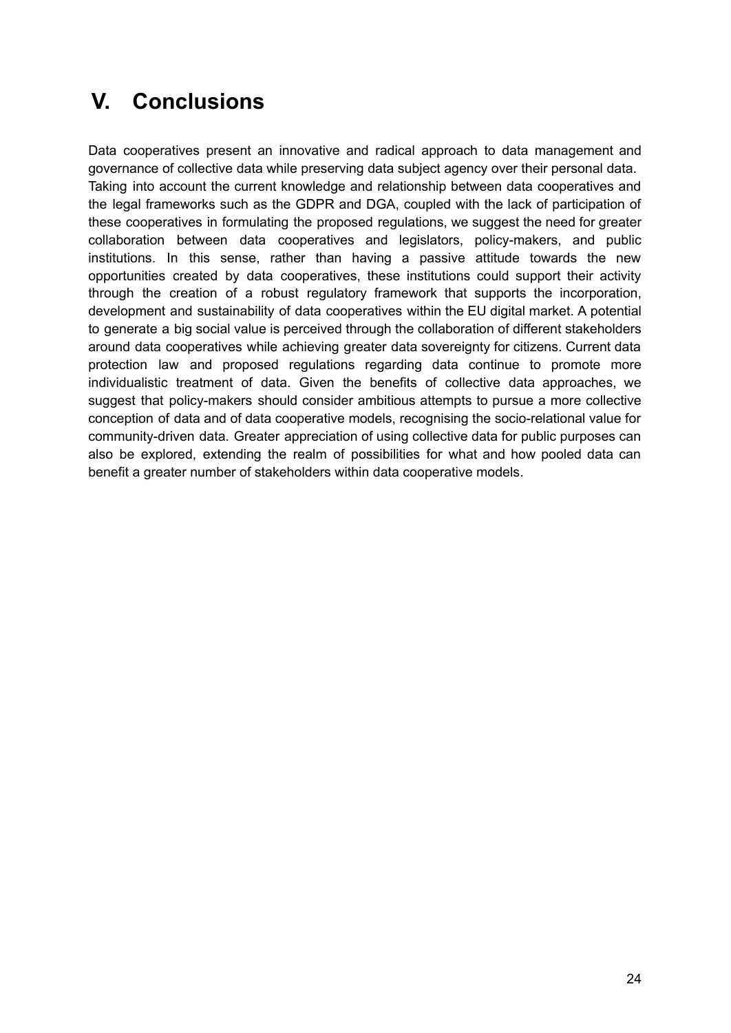# V. Conclusions

Data cooperatives present an innovative and radical approach to data management and governance of collective data while preserving data subject agency over their personal data. Taking into account the current knowledge and relationship between data cooperatives and the legal frameworks such as the GDPR and DGA, coupled with the lack of participation of these cooperatives in formulating the proposed regulations, we suggest the need for greater collaboration between data cooperatives and legislators, policy-makers, and public institutions. In this sense, rather than having a passive attitude towards the new opportunities created by data cooperatives, these institutions could support their activity through the creation of a robust regulatory framework that supports the incorporation, development and sustainability of data cooperatives within the EU digital market. A potential to generate a big social value is perceived through the collaboration of different stakeholders around data cooperatives while achieving greater data sovereignty for citizens. Current data protection law and proposed regulations regarding data continue to promote more individualistic treatment of data. Given the benefits of collective data approaches, we suggest that policy-makers should consider ambitious attempts to pursue a more collective conception of data and of data cooperative models, recognising the socio-relational value for community-driven data. Greater appreciation of using collective data for public purposes can also be explored, extending the realm of possibilities for what and how pooled data can benefit a greater number of stakeholders within data cooperative models.